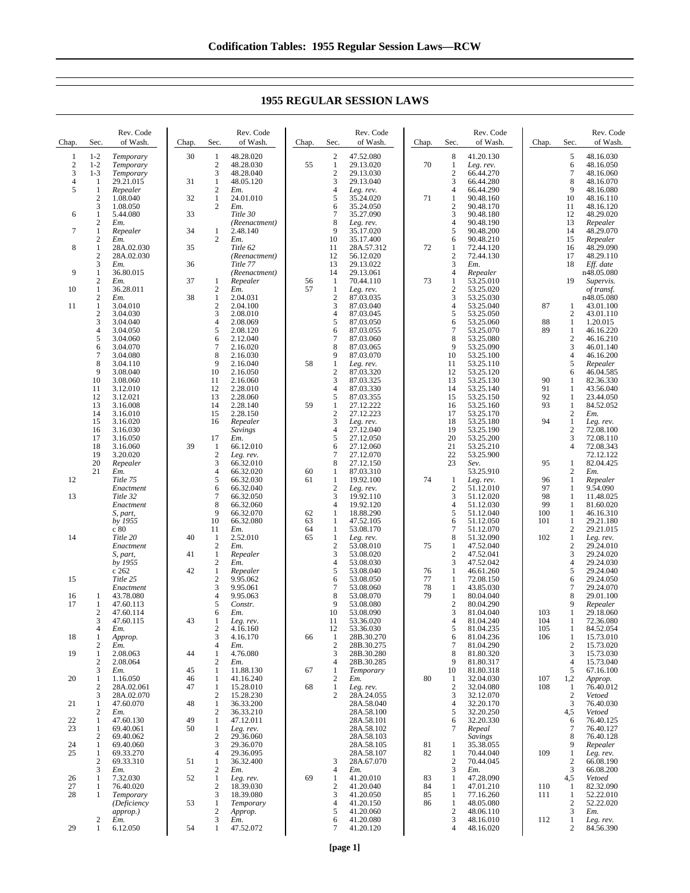# 1955 REGULAR SESSION LAWS

| Chap. | Sec. | Rev. Code of Wash. |
|---|---|---|
| 1 | 1-2 | *Temporary* |
| 2 | 1-2 | *Temporary* |
| 3 | 1-3 | *Temporary* |
| 4 | 1 | 29.21.015 |
| 5 | 1 | *Repealer* |
| | 2 | 1.08.040 |
| | 3 | 1.08.050 |
| 6 | 1 | 5.44.080 |
| | 2 | *Em.* |
| 7 | 1 | *Repealer* |
| | 2 | *Em.* |
| 8 | 1 | 28A.02.030 |
| | 2 | 28A.02.030 |
| | 3 | *Em.* |
| 9 | 1 | 36.80.015 |
| | 2 | *Em.* |
| 10 | 1 | 36.28.011 |
| | 2 | *Em.* |
| 11 | 1 | 3.04.010 |
| | 2 | 3.04.030 |
| | 3 | 3.04.040 |
| | 4 | 3.04.050 |
| | 5 | 3.04.060 |
| | 6 | 3.04.070 |
| | 7 | 3.04.080 |
| | 8 | 3.04.110 |
| | 9 | 3.08.040 |
| | 10 | 3.08.060 |
| | 11 | 3.12.010 |
| | 12 | 3.12.021 |
| | 13 | 3.16.008 |
| | 14 | 3.16.010 |
| | 15 | 3.16.020 |
| | 16 | 3.16.030 |
| | 17 | 3.16.050 |
| | 18 | 3.16.060 |
| | 19 | 3.20.020 |
| | 20 | *Repealer* |
| | 21 | *Em.* |
| 12 | | *Title 75 Enactment* |
| 13 | | *Title 32 Enactment S, part, by 1955* c 80 |
| 14 | | *Title 20 Enactment S, part, by 1955* c 262 |
| 15 | | *Title 25 Enactment* |
| 16 | 1 | 43.78.080 |
| 17 | 1 | 47.60.113 |
| | 2 | 47.60.114 |
| | 3 | 47.60.115 |
| | 4 | *Em.* |
| 18 | 1 | *Approp.* |
| | 2 | *Em.* |
| 19 | 1 | 2.08.063 |
| | 2 | 2.08.064 |
| | 3 | *Em.* |
| 20 | 1 | 1.16.050 |
| | 2 | 28A.02.061 |
| | 3 | 28A.02.070 |
| 21 | 1 | 47.60.070 |
| | 2 | *Em.* |
| 22 | 1 | 47.60.130 |
| 23 | 1 | 69.40.061 |
| | 2 | 69.40.062 |
| 24 | 1 | 69.40.060 |
| 25 | 1 | 69.33.270 |
| | 2 | 69.33.310 |
| | 3 | *Em.* |
| 26 | 1 | 7.32.030 |
| 27 | 1 | 76.40.020 |
| 28 | 1 | *Temporary (Deficiency approp.)* |
| | 2 | *Em.* |
| 29 | 1 | 6.12.050 |
| 30 | 1 | 48.28.020 |
| | 2 | 48.28.030 |
| | 3 | 48.28.040 |
| 31 | 1 | 48.05.120 |
| | 2 | *Em.* |
| 32 | 1 | 24.01.010 |
| | 2 | *Em.* |
| 33 | | *Title 30 (Reenactment)* |
| 34 | 1 | 2.48.140 |
| | 2 | *Em.* |
| 35 | | *Title 62 (Reenactment)* |
| 36 | | *Title 77 (Reenactment)* |
| 37 | 1 | *Repealer* |
| | 2 | *Em.* |
| 38 | 1 | 2.04.031 |
| | 2 | 2.04.100 |
| | 3 | 2.08.010 |
| | 4 | 2.08.069 |
| | 5 | 2.08.120 |
| | 6 | 2.12.040 |
| | 7 | 2.16.020 |
| | 8 | 2.16.030 |
| | 9 | 2.16.040 |
| | 10 | 2.16.050 |
| | 11 | 2.16.060 |
| | 12 | 2.28.010 |
| | 13 | 2.28.060 |
| | 14 | 2.28.140 |
| | 15 | 2.28.150 |
| | 16 | *Repealer Savings* |
| | 17 | *Em.* |
| 39 | 1 | 66.12.010 |
| | 2 | *Leg. rev.* |
| | 3 | 66.32.010 |
| | 4 | 66.32.020 |
| | 5 | 66.32.030 |
| | 6 | 66.32.040 |
| | 7 | 66.32.050 |
| | 8 | 66.32.060 |
| | 9 | 66.32.070 |
| | 10 | 66.32.080 |
| | 11 | *Em.* |
| 40 | 1 | 2.52.010 |
| | 2 | *Em.* |
| 41 | 1 | *Repealer* |
| | 2 | *Em.* |
| 42 | 1 | *Repealer* |
| | 2 | 9.95.062 |
| | 3 | 9.95.061 |
| | 4 | 9.95.063 |
| | 5 | *Constr.* |
| | 6 | *Em.* |
| 43 | 1 | *Leg. rev.* |
| | 2 | 4.16.160 |
| | 3 | 4.16.170 |
| | 4 | *Em.* |
| 44 | 1 | 4.76.080 |
| | 2 | *Em.* |
| 45 | 1 | 11.88.130 |
| 46 | 1 | 41.16.240 |
| 47 | 1 | 15.28.010 |
| | 2 | 15.28.230 |
| 48 | 1 | 36.33.200 |
| | 2 | 36.33.210 |
| 49 | 1 | 47.12.011 |
| 50 | 1 | *Leg. rev.* |
| | 2 | 29.36.060 |
| | 3 | 29.36.070 |
| | 4 | 29.36.095 |
| 51 | 1 | 36.32.400 |
| | 2 | *Em.* |
| 52 | 1 | *Leg. rev.* |
| | 2 | 18.39.030 |
| | 3 | 18.39.080 |
| 53 | 1 | *Temporary* |
| | 2 | *Approp.* |
| | 3 | *Em.* |
| 54 | 1 | 47.52.072 |
| | 2 | 47.52.080 |
| 55 | 1 | 29.13.020 |
| | 2 | 29.13.030 |
| | 3 | 29.13.040 |
| | 4 | *Leg. rev.* |
| | 5 | 35.24.020 |
| | 6 | 35.24.050 |
| | 7 | 35.27.090 |
| | 8 | *Leg. rev.* |
| | 9 | 35.17.020 |
| | 10 | 35.17.400 |
| | 11 | 28A.57.312 |
| | 12 | 56.12.020 |
| | 13 | 29.13.022 |
| | 14 | 29.13.061 |
| 56 | 1 | 70.44.110 |
| 57 | 1 | *Leg. rev.* |
| | 2 | 87.03.035 |
| | 3 | 87.03.040 |
| | 4 | 87.03.045 |
| | 5 | 87.03.050 |
| | 6 | 87.03.055 |
| | 7 | 87.03.060 |
| | 8 | 87.03.065 |
| | 9 | 87.03.070 |
| 58 | 1 | *Leg. rev.* |
| | 2 | 87.03.320 |
| | 3 | 87.03.325 |
| | 4 | 87.03.330 |
| | 5 | 87.03.355 |
| 59 | 1 | 27.12.222 |
| | 2 | 27.12.223 |
| | 3 | *Leg. rev.* |
| | 4 | 27.12.040 |
| | 5 | 27.12.050 |
| | 6 | 27.12.060 |
| | 7 | 27.12.070 |
| | 8 | 27.12.150 |
| 60 | 1 | 87.03.310 |
| 61 | 1 | 19.92.100 |
| | 2 | *Leg. rev.* |
| | 3 | 19.92.110 |
| | 4 | 19.92.120 |
| 62 | 1 | 18.88.290 |
| 63 | 1 | 47.52.105 |
| 64 | 1 | 53.08.170 |
| 65 | 1 | *Leg. rev.* |
| | 2 | 53.08.010 |
| | 3 | 53.08.020 |
| | 4 | 53.08.030 |
| | 5 | 53.08.040 |
| | 6 | 53.08.050 |
| | 7 | 53.08.060 |
| | 8 | 53.08.070 |
| | 9 | 53.08.080 |
| | 10 | 53.08.090 |
| | 11 | 53.36.020 |
| | 12 | 53.36.030 |
| 66 | 1 | 28B.30.270 |
| | 2 | 28B.30.275 |
| | 3 | 28B.30.280 |
| | 4 | 28B.30.285 |
| 67 | 1 | *Temporary* |
| | 2 | *Em.* |
| 68 | 1 | *Leg. rev.* |
| | 2 | 28A.24.055 28A.58.040 28A.58.100 28A.58.101 28A.58.102 28A.58.103 28A.58.105 28A.58.107 |
| | 3 | 28A.67.070 |
| | 4 | *Em.* |
| 69 | 1 | 41.20.010 |
| | 2 | 41.20.040 |
| | 3 | 41.20.050 |
| | 4 | 41.20.150 |
| | 5 | 41.20.060 |
| | 6 | 41.20.080 |
| | 7 | 41.20.120 |
| | 8 | 41.20.130 |
| 70 | 1 | *Leg. rev.* |
| | 2 | 66.44.270 |
| | 3 | 66.44.280 |
| | 4 | 66.44.290 |
| 71 | 1 | 90.48.160 |
| | 2 | 90.48.170 |
| | 3 | 90.48.180 |
| | 4 | 90.48.190 |
| | 5 | 90.48.200 |
| | 6 | 90.48.210 |
| 72 | 1 | 72.44.120 |
| | 2 | 72.44.130 |
| | 3 | *Em.* |
| | 4 | *Repealer* |
| 73 | 1 | 53.25.010 |
| | 2 | 53.25.020 |
| | 3 | 53.25.030 |
| | 4 | 53.25.040 |
| | 5 | 53.25.050 |
| | 6 | 53.25.060 |
| | 7 | 53.25.070 |
| | 8 | 53.25.080 |
| | 9 | 53.25.090 |
| | 10 | 53.25.100 |
| | 11 | 53.25.110 |
| | 12 | 53.25.120 |
| | 13 | 53.25.130 |
| | 14 | 53.25.140 |
| | 15 | 53.25.150 |
| | 16 | 53.25.160 |
| | 17 | 53.25.170 |
| | 18 | 53.25.180 |
| | 19 | 53.25.190 |
| | 20 | 53.25.200 |
| | 21 | 53.25.210 |
| | 22 | 53.25.900 |
| | 23 | *Sev.* 53.25.910 |
| 74 | 1 | *Leg. rev.* |
| | 2 | 51.12.010 |
| | 3 | 51.12.020 |
| | 4 | 51.12.030 |
| | 5 | 51.12.040 |
| | 6 | 51.12.050 |
| | 7 | 51.12.070 |
| | 8 | 51.32.090 |
| 75 | 1 | 47.52.040 |
| | 2 | 47.52.041 |
| | 3 | 47.52.042 |
| 76 | 1 | 46.61.260 |
| 77 | 1 | 72.08.150 |
| 78 | 1 | 43.85.030 |
| 79 | 1 | 80.04.040 |
| | 2 | 80.04.290 |
| | 3 | 81.04.040 |
| | 4 | 81.04.240 |
| | 5 | 81.04.235 |
| | 6 | 81.04.236 |
| | 7 | 81.04.290 |
| | 8 | 81.80.320 |
| | 9 | 81.80.317 |
| | 10 | 81.80.318 |
| 80 | 1 | 32.04.030 |
| | 2 | 32.04.080 |
| | 3 | 32.12.070 |
| | 4 | 32.20.170 |
| | 5 | 32.20.250 |
| | 6 | 32.20.330 |
| | 7 | *Repeal Savings* |
| 81 | 1 | 35.38.055 |
| 82 | 1 | 70.44.040 |
| | 2 | 70.44.045 |
| | 3 | *Em.* |
| 83 | 1 | 47.28.090 |
| 84 | 1 | 47.01.210 |
| 85 | 1 | 77.16.260 |
| 86 | 1 | 48.05.080 |
| | 2 | 48.06.110 |
| | 3 | 48.16.010 |
| | 4 | 48.16.020 |
| | 5 | 48.16.030 |
| | 6 | 48.16.050 |
| | 7 | 48.16.060 |
| | 8 | 48.16.070 |
| | 9 | 48.16.080 |
| | 10 | 48.16.110 |
| | 11 | 48.16.120 |
| | 12 | 48.29.020 |
| | 13 | *Repealer* |
| | 14 | 48.29.070 |
| | 15 | *Repealer* |
| | 16 | 48.29.090 |
| | 17 | 48.29.110 |
| | 18 | *Eff. date* n48.05.080 |
| | 19 | *Supervis. of transf.* n48.05.080 |
| 87 | 1 | 43.01.100 |
| | 2 | 43.01.110 |
| 88 | 1 | 1.20.015 |
| 89 | 1 | 46.16.220 |
| | 2 | 46.16.210 |
| | 3 | 46.01.140 |
| | 4 | 46.16.200 |
| | 5 | *Repealer* |
| | 6 | 46.04.585 |
| 90 | 1 | 82.36.330 |
| 91 | 1 | 43.56.040 |
| 92 | 1 | 23.44.050 |
| 93 | 1 | 84.52.052 |
| | 2 | *Em.* |
| 94 | 1 | *Leg. rev.* |
| | 2 | 72.08.100 |
| | 3 | 72.08.110 |
| | 4 | 72.08.343 72.12.122 |
| 95 | 1 | 82.04.425 |
| | 2 | *Em.* |
| 96 | 1 | *Repealer* |
| 97 | 1 | 9.54.090 |
| 98 | 1 | 11.48.025 |
| 99 | 1 | 81.60.020 |
| 100 | 1 | 46.16.310 |
| 101 | 1 | 29.21.180 |
| | 2 | 29.21.015 |
| 102 | 1 | *Leg. rev.* |
| | 2 | 29.24.010 |
| | 3 | 29.24.020 |
| | 4 | 29.24.030 |
| | 5 | 29.24.040 |
| | 6 | 29.24.050 |
| | 7 | 29.24.070 |
| | 8 | 29.01.100 |
| | 9 | *Repealer* |
| 103 | 1 | 29.18.060 |
| 104 | 1 | 72.36.080 |
| 105 | 1 | 84.52.054 |
| 106 | 1 | 15.73.010 |
| | 2 | 15.73.020 |
| | 3 | 15.73.030 |
| | 4 | 15.73.040 |
| | 5 | 67.16.100 |
| 107 | 1,2 | *Approp.* |
| 108 | 1 | 76.40.012 |
| | 2 | *Vetoed* |
| | 3 | 76.40.030 |
| | 4,5 | *Vetoed* |
| | 6 | 76.40.125 |
| | 7 | 76.40.127 |
| | 8 | 76.40.128 |
| | 9 | *Repealer* |
| 109 | 1 | *Leg. rev.* |
| | 2 | 66.08.190 |
| | 3 | 66.08.200 |
| | 4,5 | *Vetoed* |
| 110 | 1 | 82.32.090 |
| 111 | 1 | 52.22.010 |
| | 2 | 52.22.020 |
| | 3 | *Em.* |
| 112 | 1 | *Leg. rev.* |
| | 2 | 84.56.390 |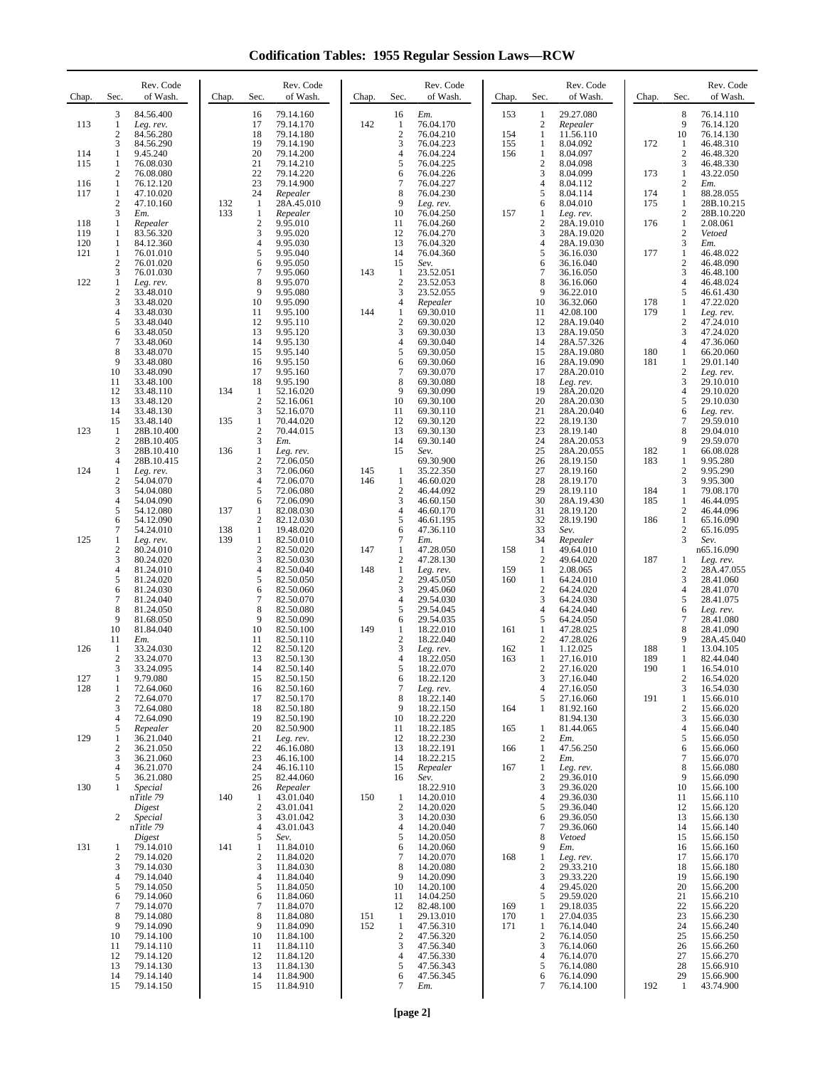# Codification Tables: 1955 Regular Session Laws—RCW

| Chap. | Sec. | Rev. Code of Wash. |
|---|---|---|
| | 3 | 84.56.400 |
| 113 | 1 | *Leg. rev.* |
| | 2 | 84.56.280 |
| | 3 | 84.56.290 |
| 114 | 1 | 9.45.240 |
| 115 | 1 | 76.08.030 |
| | 2 | 76.08.080 |
| 116 | 1 | 76.12.120 |
| 117 | 1 | 47.10.020 |
| | 2 | 47.10.160 |
| | 3 | *Em.* |
| 118 | 1 | *Repealer* |
| 119 | 1 | 83.56.320 |
| 120 | 1 | 84.12.360 |
| 121 | 1 | 76.01.010 |
| | 2 | 76.01.020 |
| | 3 | 76.01.030 |
| 122 | 1 | *Leg. rev.* |
| | 2 | 33.48.010 |
| | 3 | 33.48.020 |
| | 4 | 33.48.030 |
| | 5 | 33.48.040 |
| | 6 | 33.48.050 |
| | 7 | 33.48.060 |
| | 8 | 33.48.070 |
| | 9 | 33.48.080 |
| | 10 | 33.48.090 |
| | 11 | 33.48.100 |
| | 12 | 33.48.110 |
| | 13 | 33.48.120 |
| | 14 | 33.48.130 |
| | 15 | 33.48.140 |
| 123 | 1 | 28B.10.400 |
| | 2 | 28B.10.405 |
| | 3 | 28B.10.410 |
| | 4 | 28B.10.415 |
| 124 | 1 | *Leg. rev.* |
| | 2 | 54.04.070 |
| | 3 | 54.04.080 |
| | 4 | 54.04.090 |
| | 5 | 54.12.080 |
| | 6 | 54.12.090 |
| | 7 | 54.24.010 |
| 125 | 1 | *Leg. rev.* |
| | 2 | 80.24.010 |
| | 3 | 80.24.020 |
| | 4 | 81.24.010 |
| | 5 | 81.24.020 |
| | 6 | 81.24.030 |
| | 7 | 81.24.040 |
| | 8 | 81.24.050 |
| | 9 | 81.68.050 |
| | 10 | 81.84.040 |
| | 11 | *Em.* |
| 126 | 1 | 33.24.030 |
| | 2 | 33.24.070 |
| | 3 | 33.24.095 |
| 127 | 1 | 9.79.080 |
| 128 | 1 | 72.64.060 |
| | 2 | 72.64.070 |
| | 3 | 72.64.080 |
| | 4 | 72.64.090 |
| | 5 | *Repealer* |
| 129 | 1 | 36.21.040 |
| | 2 | 36.21.050 |
| | 3 | 36.21.060 |
| | 4 | 36.21.070 |
| | 5 | 36.21.080 |
| 130 | 1 | *Special* n*Title 79 Digest* |
| | 2 | *Special* n*Title 79 Digest* |
| 131 | 1 | 79.14.010 |
| | 2 | 79.14.020 |
| | 3 | 79.14.030 |
| | 4 | 79.14.040 |
| | 5 | 79.14.050 |
| | 6 | 79.14.060 |
| | 7 | 79.14.070 |
| | 8 | 79.14.080 |
| | 9 | 79.14.090 |
| | 10 | 79.14.100 |
| | 11 | 79.14.110 |
| | 12 | 79.14.120 |
| | 13 | 79.14.130 |
| | 14 | 79.14.140 |
| | 15 | 79.14.150 |
| | 16 | 79.14.160 |
| | 17 | 79.14.170 |
| | 18 | 79.14.180 |
| | 19 | 79.14.190 |
| | 20 | 79.14.200 |
| | 21 | 79.14.210 |
| | 22 | 79.14.220 |
| | 23 | 79.14.900 |
| | 24 | *Repealer* |
| 132 | 1 | 28A.45.010 |
| 133 | 1 | *Repealer* |
| | 2 | 9.95.010 |
| | 3 | 9.95.020 |
| | 4 | 9.95.030 |
| | 5 | 9.95.040 |
| | 6 | 9.95.050 |
| | 7 | 9.95.060 |
| | 8 | 9.95.070 |
| | 9 | 9.95.080 |
| | 10 | 9.95.090 |
| | 11 | 9.95.100 |
| | 12 | 9.95.110 |
| | 13 | 9.95.120 |
| | 14 | 9.95.130 |
| | 15 | 9.95.140 |
| | 16 | 9.95.150 |
| | 17 | 9.95.160 |
| | 18 | 9.95.190 |
| 134 | 1 | 52.16.020 |
| | 2 | 52.16.061 |
| | 3 | 52.16.070 |
| 135 | 1 | 70.44.020 |
| | 2 | 70.44.015 |
| | 3 | *Em.* |
| 136 | 1 | *Leg. rev.* |
| | 2 | 72.06.050 |
| | 3 | 72.06.060 |
| | 4 | 72.06.070 |
| | 5 | 72.06.080 |
| | 6 | 72.06.090 |
| 137 | 1 | 82.08.030 |
| | 2 | 82.12.030 |
| 138 | 1 | 19.48.020 |
| 139 | 1 | 82.50.010 |
| | 2 | 82.50.020 |
| | 3 | 82.50.030 |
| | 4 | 82.50.040 |
| | 5 | 82.50.050 |
| | 6 | 82.50.060 |
| | 7 | 82.50.070 |
| | 8 | 82.50.080 |
| | 9 | 82.50.090 |
| | 10 | 82.50.100 |
| | 11 | 82.50.110 |
| | 12 | 82.50.120 |
| | 13 | 82.50.130 |
| | 14 | 82.50.140 |
| | 15 | 82.50.150 |
| | 16 | 82.50.160 |
| | 17 | 82.50.170 |
| | 18 | 82.50.180 |
| | 19 | 82.50.190 |
| | 20 | 82.50.900 |
| | 21 | *Leg. rev.* |
| | 22 | 46.16.080 |
| | 23 | 46.16.100 |
| | 24 | 46.16.110 |
| | 25 | 82.44.060 |
| | 26 | *Repealer* |
| 140 | 1 | 43.01.040 |
| | 2 | 43.01.041 |
| | 3 | 43.01.042 |
| | 4 | 43.01.043 |
| | 5 | *Sev.* |
| 141 | 1 | 11.84.010 |
| | 2 | 11.84.020 |
| | 3 | 11.84.030 |
| | 4 | 11.84.040 |
| | 5 | 11.84.050 |
| | 6 | 11.84.060 |
| | 7 | 11.84.070 |
| | 8 | 11.84.080 |
| | 9 | 11.84.090 |
| | 10 | 11.84.100 |
| | 11 | 11.84.110 |
| | 12 | 11.84.120 |
| | 13 | 11.84.130 |
| | 14 | 11.84.900 |
| | 15 | 11.84.910 |
| | 16 | *Em.* |
| 142 | 1 | 76.04.170 |
| | 2 | 76.04.210 |
| | 3 | 76.04.223 |
| | 4 | 76.04.224 |
| | 5 | 76.04.225 |
| | 6 | 76.04.226 |
| | 7 | 76.04.227 |
| | 8 | 76.04.230 |
| | 9 | *Leg. rev.* |
| | 10 | 76.04.250 |
| | 11 | 76.04.260 |
| | 12 | 76.04.270 |
| | 13 | 76.04.320 |
| | 14 | 76.04.360 |
| | 15 | *Sev.* |
| 143 | 1 | 23.52.051 |
| | 2 | 23.52.053 |
| | 3 | 23.52.055 |
| | 4 | *Repealer* |
| 144 | 1 | 69.30.010 |
| | 2 | 69.30.020 |
| | 3 | 69.30.030 |
| | 4 | 69.30.040 |
| | 5 | 69.30.050 |
| | 6 | 69.30.060 |
| | 7 | 69.30.070 |
| | 8 | 69.30.080 |
| | 9 | 69.30.090 |
| | 10 | 69.30.100 |
| | 11 | 69.30.110 |
| | 12 | 69.30.120 |
| | 13 | 69.30.130 |
| | 14 | 69.30.140 |
| | 15 | *Sev.* |
| | | 69.30.900 |
| 145 | 1 | 35.22.350 |
| 146 | 1 | 46.60.020 |
| | 2 | 46.44.092 |
| | 3 | 46.60.150 |
| | 4 | 46.60.170 |
| | 5 | 46.61.195 |
| | 6 | 47.36.110 |
| | 7 | *Em.* |
| 147 | 1 | 47.28.050 |
| | 2 | 47.28.130 |
| 148 | 1 | *Leg. rev.* |
| | 2 | 29.45.050 |
| | 3 | 29.45.060 |
| | 4 | 29.54.030 |
| | 5 | 29.54.045 |
| | 6 | 29.54.035 |
| 149 | 1 | 18.22.010 |
| | 2 | 18.22.040 |
| | 3 | *Leg. rev.* |
| | 4 | 18.22.050 |
| | 5 | 18.22.070 |
| | 6 | 18.22.120 |
| | 7 | *Leg. rev.* |
| | 8 | 18.22.140 |
| | 9 | 18.22.150 |
| | 10 | 18.22.220 |
| | 11 | 18.22.185 |
| | 12 | 18.22.230 |
| | 13 | 18.22.191 |
| | 14 | 18.22.215 |
| | 15 | *Repealer* |
| | 16 | *Sev.* |
| | | 18.22.910 |
| 150 | 1 | 14.20.010 |
| | 2 | 14.20.020 |
| | 3 | 14.20.030 |
| | 4 | 14.20.040 |
| | 5 | 14.20.050 |
| | 6 | 14.20.060 |
| | 7 | 14.20.070 |
| | 8 | 14.20.080 |
| | 9 | 14.20.090 |
| | 10 | 14.20.100 |
| | 11 | 14.04.250 |
| | 12 | 82.48.100 |
| 151 | 1 | 29.13.010 |
| 152 | 1 | 47.56.310 |
| | 2 | 47.56.320 |
| | 3 | 47.56.340 |
| | 4 | 47.56.330 |
| | 5 | 47.56.343 |
| | 6 | 47.56.345 |
| | 7 | *Em.* |
| 153 | 1 | 29.27.080 |
| | 2 | *Repealer* |
| 154 | 1 | 11.56.110 |
| 155 | 1 | 8.04.092 |
| 156 | 1 | 8.04.097 |
| | 2 | 8.04.098 |
| | 3 | 8.04.099 |
| | 4 | 8.04.112 |
| | 5 | 8.04.114 |
| | 6 | 8.04.010 |
| 157 | 1 | *Leg. rev.* |
| | 2 | 28A.19.010 |
| | 3 | 28A.19.020 |
| | 4 | 28A.19.030 |
| | 5 | 36.16.030 |
| | 6 | 36.16.040 |
| | 7 | 36.16.050 |
| | 8 | 36.16.060 |
| | 9 | 36.22.010 |
| | 10 | 36.32.060 |
| | 11 | 42.08.100 |
| | 12 | 28A.19.040 |
| | 13 | 28A.19.050 |
| | 14 | 28A.57.326 |
| | 15 | 28A.19.080 |
| | 16 | 28A.19.090 |
| | 17 | 28A.20.010 |
| | 18 | *Leg. rev.* |
| | 19 | 28A.20.020 |
| | 20 | 28A.20.030 |
| | 21 | 28A.20.040 |
| | 22 | 28.19.130 |
| | 23 | 28.19.140 |
| | 24 | 28A.20.053 |
| | 25 | 28A.20.055 |
| | 26 | 28.19.150 |
| | 27 | 28.19.160 |
| | 28 | 28.19.170 |
| | 29 | 28.19.110 |
| | 30 | 28A.19.430 |
| | 31 | 28.19.120 |
| | 32 | 28.19.190 |
| | 33 | *Sev.* |
| | 34 | *Repealer* |
| 158 | 1 | 49.64.010 |
| | 2 | 49.64.020 |
| 159 | 1 | 2.08.065 |
| 160 | 1 | 64.24.010 |
| | 2 | 64.24.020 |
| | 3 | 64.24.030 |
| | 4 | 64.24.040 |
| | 5 | 64.24.050 |
| 161 | 1 | 47.28.025 |
| | 2 | 47.28.026 |
| 162 | 1 | 1.12.025 |
| 163 | 1 | 27.16.010 |
| | 2 | 27.16.020 |
| | 3 | 27.16.040 |
| | 4 | 27.16.050 |
| | 5 | 27.16.060 |
| 164 | 1 | 81.92.160 |
| | | 81.94.130 |
| 165 | 1 | 81.44.065 |
| | 2 | *Em.* |
| 166 | 1 | 47.56.250 |
| | 2 | *Em.* |
| 167 | 1 | *Leg. rev.* |
| | 2 | 29.36.010 |
| | 3 | 29.36.020 |
| | 4 | 29.36.030 |
| | 5 | 29.36.040 |
| | 6 | 29.36.050 |
| | 7 | 29.36.060 |
| | 8 | *Vetoed* |
| | 9 | *Em.* |
| 168 | 1 | *Leg. rev.* |
| | 2 | 29.33.210 |
| | 3 | 29.33.220 |
| | 4 | 29.45.020 |
| | 5 | 29.59.020 |
| 169 | 1 | 29.18.035 |
| 170 | 1 | 27.04.035 |
| 171 | 1 | 76.14.040 |
| | 2 | 76.14.050 |
| | 3 | 76.14.060 |
| | 4 | 76.14.070 |
| | 5 | 76.14.080 |
| | 6 | 76.14.090 |
| | 7 | 76.14.100 |
| | 8 | 76.14.110 |
| | 9 | 76.14.120 |
| | 10 | 76.14.130 |
| 172 | 1 | 46.48.310 |
| | 2 | 46.48.320 |
| | 3 | 46.48.330 |
| 173 | 1 | 43.22.050 |
| | 2 | *Em.* |
| 174 | 1 | 88.28.055 |
| 175 | 1 | 28B.10.215 |
| | 2 | 28B.10.220 |
| 176 | 1 | 2.08.061 |
| | 2 | *Vetoed* |
| | 3 | *Em.* |
| 177 | 1 | 46.48.022 |
| | 2 | 46.48.090 |
| | 3 | 46.48.100 |
| | 4 | 46.48.024 |
| | 5 | 46.61.430 |
| 178 | 1 | 47.22.020 |
| 179 | 1 | *Leg. rev.* |
| | 2 | 47.24.010 |
| | 3 | 47.24.020 |
| | 4 | 47.36.060 |
| 180 | 1 | 66.20.060 |
| 181 | 1 | 29.01.140 |
| | 2 | *Leg. rev.* |
| | 3 | 29.10.010 |
| | 4 | 29.10.020 |
| | 5 | 29.10.030 |
| | 6 | *Leg. rev.* |
| | 7 | 29.59.010 |
| | 8 | 29.04.010 |
| | 9 | 29.59.070 |
| 182 | 1 | 66.08.028 |
| 183 | 1 | 9.95.280 |
| | 2 | 9.95.290 |
| | 3 | 9.95.300 |
| 184 | 1 | 79.08.170 |
| 185 | 1 | 46.44.095 |
| | 2 | 46.44.096 |
| 186 | 1 | 65.16.090 |
| | 2 | 65.16.095 |
| | 3 | *Sev.* |
| | | n65.16.090 |
| 187 | 1 | *Leg. rev.* |
| | 2 | 28A.47.055 |
| | 3 | 28.41.060 |
| | 4 | 28.41.070 |
| | 5 | 28.41.075 |
| | 6 | *Leg. rev.* |
| | 7 | 28.41.080 |
| | 8 | 28.41.090 |
| | 9 | 28A.45.040 |
| 188 | 1 | 13.04.105 |
| 189 | 1 | 82.44.040 |
| 190 | 1 | 16.54.010 |
| | 2 | 16.54.020 |
| | 3 | 16.54.030 |
| 191 | 1 | 15.66.010 |
| | 2 | 15.66.020 |
| | 3 | 15.66.030 |
| | 4 | 15.66.040 |
| | 5 | 15.66.050 |
| | 6 | 15.66.060 |
| | 7 | 15.66.070 |
| | 8 | 15.66.080 |
| | 9 | 15.66.090 |
| | 10 | 15.66.100 |
| | 11 | 15.66.110 |
| | 12 | 15.66.120 |
| | 13 | 15.66.130 |
| | 14 | 15.66.140 |
| | 15 | 15.66.150 |
| | 16 | 15.66.160 |
| | 17 | 15.66.170 |
| | 18 | 15.66.180 |
| | 19 | 15.66.190 |
| | 20 | 15.66.200 |
| | 21 | 15.66.210 |
| | 22 | 15.66.220 |
| | 23 | 15.66.230 |
| | 24 | 15.66.240 |
| | 25 | 15.66.250 |
| | 26 | 15.66.260 |
| | 27 | 15.66.270 |
| | 28 | 15.66.910 |
| | 29 | 15.66.900 |
| 192 | 1 | 43.74.900 |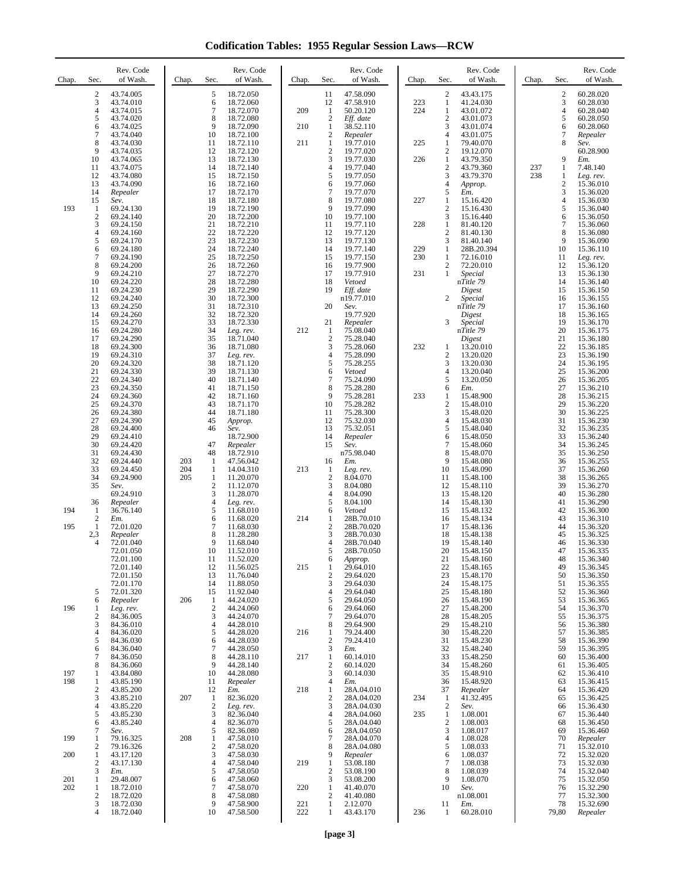# Codification Tables: 1955 Regular Session Laws—RCW

| Chap. | Sec. | Rev. Code of Wash. |
|---|---|---|
| | 2 | 43.74.005 |
| | 3 | 43.74.010 |
| | 4 | 43.74.015 |
| | 5 | 43.74.020 |
| | 6 | 43.74.025 |
| | 7 | 43.74.040 |
| | 8 | 43.74.030 |
| | 9 | 43.74.035 |
| | 10 | 43.74.065 |
| | 11 | 43.74.075 |
| | 12 | 43.74.080 |
| | 13 | 43.74.090 |
| | 14 | *Repealer* |
| | 15 | *Sev.* |
| 193 | 1 | 69.24.130 |
| | 2 | 69.24.140 |
| | 3 | 69.24.150 |
| | 4 | 69.24.160 |
| | 5 | 69.24.170 |
| | 6 | 69.24.180 |
| | 7 | 69.24.190 |
| | 8 | 69.24.200 |
| | 9 | 69.24.210 |
| | 10 | 69.24.220 |
| | 11 | 69.24.230 |
| | 12 | 69.24.240 |
| | 13 | 69.24.250 |
| | 14 | 69.24.260 |
| | 15 | 69.24.270 |
| | 16 | 69.24.280 |
| | 17 | 69.24.290 |
| | 18 | 69.24.300 |
| | 19 | 69.24.310 |
| | 20 | 69.24.320 |
| | 21 | 69.24.330 |
| | 22 | 69.24.340 |
| | 23 | 69.24.350 |
| | 24 | 69.24.360 |
| | 25 | 69.24.370 |
| | 26 | 69.24.380 |
| | 27 | 69.24.390 |
| | 28 | 69.24.400 |
| | 29 | 69.24.410 |
| | 30 | 69.24.420 |
| | 31 | 69.24.430 |
| | 32 | 69.24.440 |
| | 33 | 69.24.450 |
| | 34 | 69.24.900 |
| | 35 | *Sev.* |
| | | 69.24.910 |
| | 36 | *Repealer* |
| 194 | 1 | 36.76.140 |
| | 2 | *Em.* |
| 195 | 1 | 72.01.020 |
| | 2,3 | *Repealer* |
| | 4 | 72.01.040 |
| | | 72.01.050 |
| | | 72.01.100 |
| | | 72.01.140 |
| | | 72.01.150 |
| | | 72.01.170 |
| | 5 | 72.01.320 |
| | 6 | *Repealer* |
| 196 | 1 | *Leg. rev.* |
| | 2 | 84.36.005 |
| | 3 | 84.36.010 |
| | 4 | 84.36.020 |
| | 5 | 84.36.030 |
| | 6 | 84.36.040 |
| | 7 | 84.36.050 |
| | 8 | 84.36.060 |
| 197 | 1 | 43.84.080 |
| 198 | 1 | 43.85.190 |
| | 2 | 43.85.200 |
| | 3 | 43.85.210 |
| | 4 | 43.85.220 |
| | 5 | 43.85.230 |
| | 6 | 43.85.240 |
| | 7 | *Sev.* |
| 199 | 1 | 79.16.325 |
| | 2 | 79.16.326 |
| 200 | 1 | 43.17.120 |
| | 2 | 43.17.130 |
| | 3 | *Em.* |
| 201 | 1 | 29.48.007 |
| 202 | 1 | 18.72.010 |
| | 2 | 18.72.020 |
| | 3 | 18.72.030 |
| | 4 | 18.72.040 |
| | 5 | 18.72.050 |
| | 6 | 18.72.060 |
| | 7 | 18.72.070 |
| | 8 | 18.72.080 |
| | 9 | 18.72.090 |
| | 10 | 18.72.100 |
| | 11 | 18.72.110 |
| | 12 | 18.72.120 |
| | 13 | 18.72.130 |
| | 14 | 18.72.140 |
| | 15 | 18.72.150 |
| | 16 | 18.72.160 |
| | 17 | 18.72.170 |
| | 18 | 18.72.180 |
| | 19 | 18.72.190 |
| | 20 | 18.72.200 |
| | 21 | 18.72.210 |
| | 22 | 18.72.220 |
| | 23 | 18.72.230 |
| | 24 | 18.72.240 |
| | 25 | 18.72.250 |
| | 26 | 18.72.260 |
| | 27 | 18.72.270 |
| | 28 | 18.72.280 |
| | 29 | 18.72.290 |
| | 30 | 18.72.300 |
| | 31 | 18.72.310 |
| | 32 | 18.72.320 |
| | 33 | 18.72.330 |
| | 34 | *Leg. rev.* |
| | 35 | 18.71.040 |
| | 36 | 18.71.080 |
| | 37 | *Leg. rev.* |
| | 38 | 18.71.120 |
| | 39 | 18.71.130 |
| | 40 | 18.71.140 |
| | 41 | 18.71.150 |
| | 42 | 18.71.160 |
| | 43 | 18.71.170 |
| | 44 | 18.71.180 |
| | 45 | *Approp.* |
| | 46 | *Sev.* |
| | | 18.72.900 |
| | 47 | *Repealer* |
| | 48 | 18.72.910 |
| 203 | 1 | 47.56.042 |
| 204 | 1 | 14.04.310 |
| 205 | 1 | 11.20.070 |
| | 2 | 11.12.070 |
| | 3 | 11.28.070 |
| | 4 | *Leg. rev.* |
| | 5 | 11.68.010 |
| | 6 | 11.68.020 |
| | 7 | 11.68.030 |
| | 8 | 11.28.280 |
| | 9 | 11.68.040 |
| | 10 | 11.52.010 |
| | 11 | 11.52.020 |
| | 12 | 11.56.025 |
| | 13 | 11.76.040 |
| | 14 | 11.88.050 |
| | 15 | 11.92.040 |
| 206 | 1 | 44.24.020 |
| | 2 | 44.24.060 |
| | 3 | 44.24.070 |
| | 4 | 44.28.010 |
| | 5 | 44.28.020 |
| | 6 | 44.28.030 |
| | 7 | 44.28.050 |
| | 8 | 44.28.110 |
| | 9 | 44.28.140 |
| | 10 | 44.28.080 |
| | 11 | *Repealer* |
| | 12 | *Em.* |
| 207 | 1 | 82.36.020 |
| | 2 | *Leg. rev.* |
| | 3 | 82.36.040 |
| | 4 | 82.36.070 |
| | 5 | 82.36.080 |
| 208 | 1 | 47.58.010 |
| | 2 | 47.58.020 |
| | 3 | 47.58.030 |
| | 4 | 47.58.040 |
| | 5 | 47.58.050 |
| | 6 | 47.58.060 |
| | 7 | 47.58.070 |
| | 8 | 47.58.080 |
| | 9 | 47.58.900 |
| | 10 | 47.58.500 |
| | 11 | 47.58.090 |
| | 12 | 47.58.910 |
| 209 | 1 | 50.20.120 |
| | 2 | *Eff. date* |
| 210 | 1 | 38.52.110 |
| | 2 | *Repealer* |
| 211 | 1 | 19.77.010 |
| | 2 | 19.77.020 |
| | 3 | 19.77.030 |
| | 4 | 19.77.040 |
| | 5 | 19.77.050 |
| | 6 | 19.77.060 |
| | 7 | 19.77.070 |
| | 8 | 19.77.080 |
| | 9 | 19.77.090 |
| | 10 | 19.77.100 |
| | 11 | 19.77.110 |
| | 12 | 19.77.120 |
| | 13 | 19.77.130 |
| | 14 | 19.77.140 |
| | 15 | 19.77.150 |
| | 16 | 19.77.900 |
| | 17 | 19.77.910 |
| | 18 | *Vetoed* |
| | 19 | *Eff. date* |
| | | n19.77.010 |
| | 20 | *Sev.* |
| | | 19.77.920 |
| | 21 | *Repealer* |
| 212 | 1 | 75.08.040 |
| | 2 | 75.28.040 |
| | 3 | 75.28.060 |
| | 4 | 75.28.090 |
| | 5 | 75.28.255 |
| | 6 | *Vetoed* |
| | 7 | 75.24.090 |
| | 8 | 75.28.280 |
| | 9 | 75.28.281 |
| | 10 | 75.28.282 |
| | 11 | 75.28.300 |
| | 12 | 75.32.030 |
| | 13 | 75.32.051 |
| | 14 | *Repealer* |
| | 15 | *Sev.* |
| | | n75.98.040 |
| | 16 | *Em.* |
| 213 | 1 | *Leg. rev.* |
| | 2 | 8.04.070 |
| | 3 | 8.04.080 |
| | 4 | 8.04.090 |
| | 5 | 8.04.100 |
| | 6 | *Vetoed* |
| 214 | 1 | 28B.70.010 |
| | 2 | 28B.70.020 |
| | 3 | 28B.70.030 |
| | 4 | 28B.70.040 |
| | 5 | 28B.70.050 |
| | 6 | *Approp.* |
| 215 | 1 | 29.64.010 |
| | 2 | 29.64.020 |
| | 3 | 29.64.030 |
| | 4 | 29.64.040 |
| | 5 | 29.64.050 |
| | 6 | 29.64.060 |
| | 7 | 29.64.070 |
| | 8 | 29.64.900 |
| 216 | 1 | 79.24.400 |
| | 2 | 79.24.410 |
| | 3 | *Em.* |
| 217 | 1 | 60.14.010 |
| | 2 | 60.14.020 |
| | 3 | 60.14.030 |
| | 4 | *Em.* |
| 218 | 1 | 28A.04.010 |
| | 2 | 28A.04.020 |
| | 3 | 28A.04.030 |
| | 4 | 28A.04.060 |
| | 5 | 28A.04.040 |
| | 6 | 28A.04.050 |
| | 7 | 28A.04.070 |
| | 8 | 28A.04.080 |
| | 9 | *Repealer* |
| 219 | 1 | 53.08.180 |
| | 2 | 53.08.190 |
| | 3 | 53.08.200 |
| 220 | 1 | 41.40.070 |
| | 2 | 41.40.080 |
| 221 | 1 | 2.12.070 |
| 222 | 1 | 43.43.170 |
| | 2 | 43.43.175 |
| 223 | 1 | 41.24.030 |
| 224 | 1 | 43.01.072 |
| | 2 | 43.01.073 |
| | 3 | 43.01.074 |
| | 4 | 43.01.075 |
| 225 | 1 | 79.40.070 |
| | 2 | 19.12.070 |
| 226 | 1 | 43.79.350 |
| | 2 | 43.79.360 |
| | 3 | 43.79.370 |
| | 4 | *Approp.* |
| | 5 | *Em.* |
| 227 | 1 | 15.16.420 |
| | 2 | 15.16.430 |
| | 3 | 15.16.440 |
| 228 | 1 | 81.40.120 |
| | 2 | 81.40.130 |
| | 3 | 81.40.140 |
| 229 | 1 | 28B.20.394 |
| 230 | 1 | 72.16.010 |
| | 2 | 72.20.010 |
| 231 | 1 | *Special* |
| | | n*Title 79* |
| | | *Digest* |
| | 2 | *Special* |
| | | n*Title 79* |
| | | *Digest* |
| | 3 | *Special* |
| | | n*Title 79* |
| | | *Digest* |
| 232 | 1 | 13.20.010 |
| | 2 | 13.20.020 |
| | 3 | 13.20.030 |
| | 4 | 13.20.040 |
| | 5 | 13.20.050 |
| | 6 | *Em.* |
| 233 | 1 | 15.48.900 |
| | 2 | 15.48.010 |
| | 3 | 15.48.020 |
| | 4 | 15.48.030 |
| | 5 | 15.48.040 |
| | 6 | 15.48.050 |
| | 7 | 15.48.060 |
| | 8 | 15.48.070 |
| | 9 | 15.48.080 |
| | 10 | 15.48.090 |
| | 11 | 15.48.100 |
| | 12 | 15.48.110 |
| | 13 | 15.48.120 |
| | 14 | 15.48.130 |
| | 15 | 15.48.132 |
| | 16 | 15.48.134 |
| | 17 | 15.48.136 |
| | 18 | 15.48.138 |
| | 19 | 15.48.140 |
| | 20 | 15.48.150 |
| | 21 | 15.48.160 |
| | 22 | 15.48.165 |
| | 23 | 15.48.170 |
| | 24 | 15.48.175 |
| | 25 | 15.48.180 |
| | 26 | 15.48.190 |
| | 27 | 15.48.200 |
| | 28 | 15.48.205 |
| | 29 | 15.48.210 |
| | 30 | 15.48.220 |
| | 31 | 15.48.230 |
| | 32 | 15.48.240 |
| | 33 | 15.48.250 |
| | 34 | 15.48.260 |
| | 35 | 15.48.910 |
| | 36 | 15.48.920 |
| | 37 | *Repealer* |
| 234 | 1 | 41.32.495 |
| | 2 | *Sev.* |
| 235 | 1 | 1.08.001 |
| | 2 | 1.08.003 |
| | 3 | 1.08.017 |
| | 4 | 1.08.028 |
| | 5 | 1.08.033 |
| | 6 | 1.08.037 |
| | 7 | 1.08.038 |
| | 8 | 1.08.039 |
| | 9 | 1.08.070 |
| | 10 | *Sev.* |
| | | n1.08.001 |
| | 11 | *Em.* |
| 236 | 1 | 60.28.010 |
| | 2 | 60.28.020 |
| | 3 | 60.28.030 |
| | 4 | 60.28.040 |
| | 5 | 60.28.050 |
| | 6 | 60.28.060 |
| | 7 | *Repealer* |
| | 8 | *Sev.* |
| | | 60.28.900 |
| | 9 | *Em.* |
| 237 | 1 | 7.48.140 |
| 238 | 1 | *Leg. rev.* |
| | 2 | 15.36.010 |
| | 3 | 15.36.020 |
| | 4 | 15.36.030 |
| | 5 | 15.36.040 |
| | 6 | 15.36.050 |
| | 7 | 15.36.060 |
| | 8 | 15.36.080 |
| | 9 | 15.36.090 |
| | 10 | 15.36.110 |
| | 11 | *Leg. rev.* |
| | 12 | 15.36.120 |
| | 13 | 15.36.130 |
| | 14 | 15.36.140 |
| | 15 | 15.36.150 |
| | 16 | 15.36.155 |
| | 17 | 15.36.160 |
| | 18 | 15.36.165 |
| | 19 | 15.36.170 |
| | 20 | 15.36.175 |
| | 21 | 15.36.180 |
| | 22 | 15.36.185 |
| | 23 | 15.36.190 |
| | 24 | 15.36.195 |
| | 25 | 15.36.200 |
| | 26 | 15.36.205 |
| | 27 | 15.36.210 |
| | 28 | 15.36.215 |
| | 29 | 15.36.220 |
| | 30 | 15.36.225 |
| | 31 | 15.36.230 |
| | 32 | 15.36.235 |
| | 33 | 15.36.240 |
| | 34 | 15.36.245 |
| | 35 | 15.36.250 |
| | 36 | 15.36.255 |
| | 37 | 15.36.260 |
| | 38 | 15.36.265 |
| | 39 | 15.36.270 |
| | 40 | 15.36.280 |
| | 41 | 15.36.290 |
| | 42 | 15.36.300 |
| | 43 | 15.36.310 |
| | 44 | 15.36.320 |
| | 45 | 15.36.325 |
| | 46 | 15.36.330 |
| | 47 | 15.36.335 |
| | 48 | 15.36.340 |
| | 49 | 15.36.345 |
| | 50 | 15.36.350 |
| | 51 | 15.36.355 |
| | 52 | 15.36.360 |
| | 53 | 15.36.365 |
| | 54 | 15.36.370 |
| | 55 | 15.36.375 |
| | 56 | 15.36.380 |
| | 57 | 15.36.385 |
| | 58 | 15.36.390 |
| | 59 | 15.36.395 |
| | 60 | 15.36.400 |
| | 61 | 15.36.405 |
| | 62 | 15.36.410 |
| | 63 | 15.36.415 |
| | 64 | 15.36.420 |
| | 65 | 15.36.425 |
| | 66 | 15.36.430 |
| | 67 | 15.36.440 |
| | 68 | 15.36.450 |
| | 69 | 15.36.460 |
| | 70 | *Repealer* |
| | 71 | 15.32.010 |
| | 72 | 15.32.020 |
| | 73 | 15.32.030 |
| | 74 | 15.32.040 |
| | 75 | 15.32.050 |
| | 76 | 15.32.290 |
| | 77 | 15.32.300 |
| | 78 | 15.32.690 |
| | 79,80 | *Repealer* |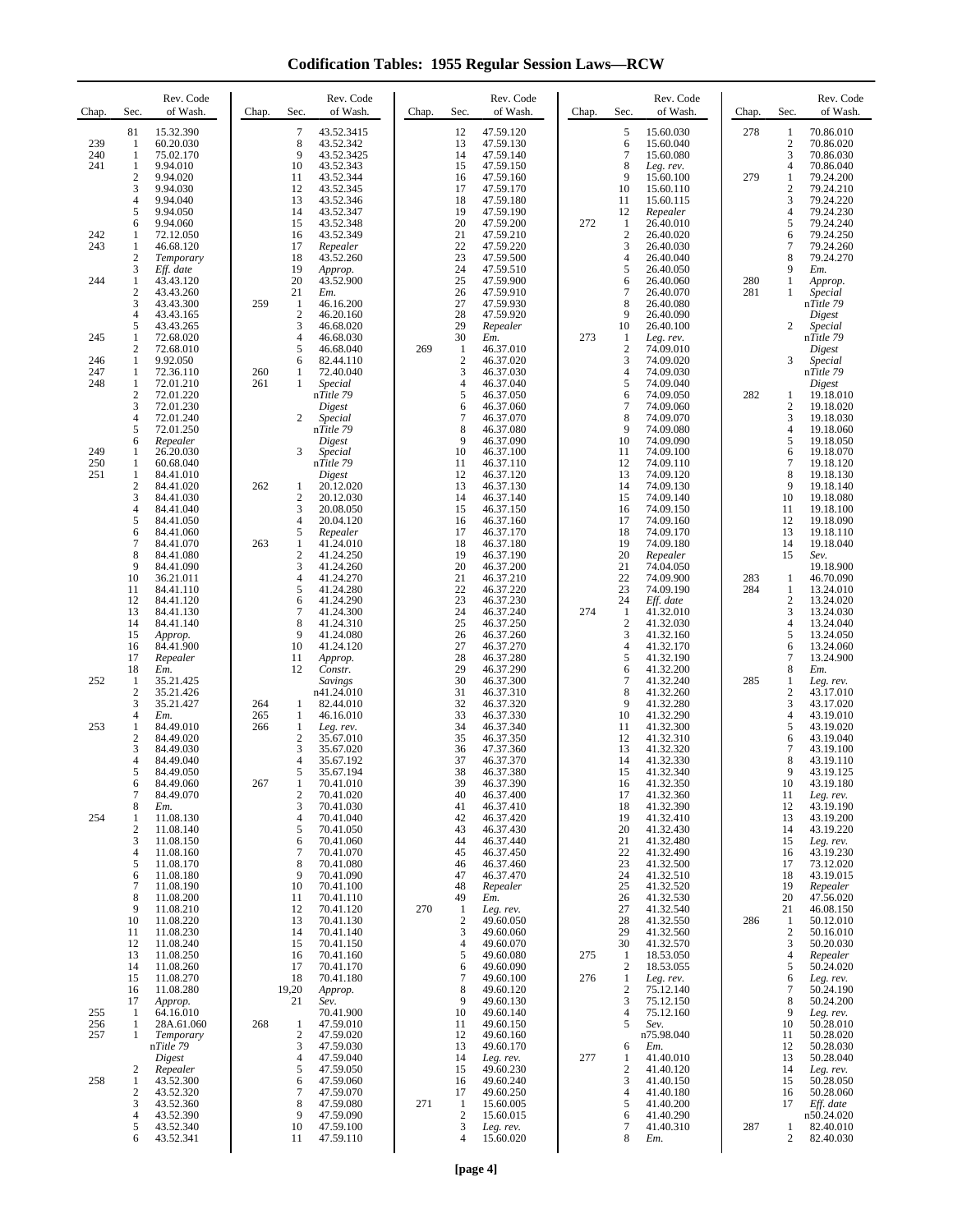# Codification Tables: 1955 Regular Session Laws—RCW

| Chap. | Sec. | Rev. Code of Wash. |
|---|---|---|
| | 81 | 15.32.390 |
| 239 | 1 | 60.20.030 |
| 240 | 1 | 75.02.170 |
| 241 | 1 | 9.94.010 |
| | 2 | 9.94.020 |
| | 3 | 9.94.030 |
| | 4 | 9.94.040 |
| | 5 | 9.94.050 |
| | 6 | 9.94.060 |
| 242 | 1 | 72.12.050 |
| 243 | 1 | 46.68.120 |
| | 2 | *Temporary* |
| | 3 | *Eff. date* |
| 244 | 1 | 43.43.120 |
| | 2 | 43.43.260 |
| | 3 | 43.43.300 |
| | 4 | 43.43.165 |
| | 5 | 43.43.265 |
| 245 | 1 | 72.68.020 |
| | 2 | 72.68.010 |
| 246 | 1 | 9.92.050 |
| 247 | 1 | 72.36.110 |
| 248 | 1 | 72.01.210 |
| | 2 | 72.01.220 |
| | 3 | 72.01.230 |
| | 4 | 72.01.240 |
| | 5 | 72.01.250 |
| | 6 | *Repealer* |
| 249 | 1 | 26.20.030 |
| 250 | 1 | 60.68.040 |
| 251 | 1 | 84.41.010 |
| | 2 | 84.41.020 |
| | 3 | 84.41.030 |
| | 4 | 84.41.040 |
| | 5 | 84.41.050 |
| | 6 | 84.41.060 |
| | 7 | 84.41.070 |
| | 8 | 84.41.080 |
| | 9 | 84.41.090 |
| | 10 | 36.21.011 |
| | 11 | 84.41.110 |
| | 12 | 84.41.120 |
| | 13 | 84.41.130 |
| | 14 | 84.41.140 |
| | 15 | *Approp.* |
| | 16 | 84.41.900 |
| | 17 | *Repealer* |
| | 18 | *Em.* |
| 252 | 1 | 35.21.425 |
| | 2 | 35.21.426 |
| | 3 | 35.21.427 |
| | 4 | *Em.* |
| 253 | 1 | 84.49.010 |
| | 2 | 84.49.020 |
| | 3 | 84.49.030 |
| | 4 | 84.49.040 |
| | 5 | 84.49.050 |
| | 6 | 84.49.060 |
| | 7 | 84.49.070 |
| | 8 | *Em.* |
| 254 | 1 | 11.08.130 |
| | 2 | 11.08.140 |
| | 3 | 11.08.150 |
| | 4 | 11.08.160 |
| | 5 | 11.08.170 |
| | 6 | 11.08.180 |
| | 7 | 11.08.190 |
| | 8 | 11.08.200 |
| | 9 | 11.08.210 |
| | 10 | 11.08.220 |
| | 11 | 11.08.230 |
| | 12 | 11.08.240 |
| | 13 | 11.08.250 |
| | 14 | 11.08.260 |
| | 15 | 11.08.270 |
| | 16 | 11.08.280 |
| | 17 | *Approp.* |
| 255 | 1 | 64.16.010 |
| 256 | 1 | 28A.61.060 |
| 257 | 1 | *Temporary* n*Title 79 Digest* |
| | 2 | *Repealer* |
| 258 | 1 | 43.52.300 |
| | 2 | 43.52.320 |
| | 3 | 43.52.360 |
| | 4 | 43.52.390 |
| | 5 | 43.52.340 |
| | 6 | 43.52.341 |
| | 7 | 43.52.3415 |
| | 8 | 43.52.342 |
| | 9 | 43.52.3425 |
| | 10 | 43.52.343 |
| | 11 | 43.52.344 |
| | 12 | 43.52.345 |
| | 13 | 43.52.346 |
| | 14 | 43.52.347 |
| | 15 | 43.52.348 |
| | 16 | 43.52.349 |
| | 17 | *Repealer* |
| | 18 | 43.52.260 |
| | 19 | *Approp.* |
| | 20 | 43.52.900 |
| | 21 | *Em.* |
| 259 | 1 | 46.16.200 |
| | 2 | 46.20.160 |
| | 3 | 46.68.020 |
| | 4 | 46.68.030 |
| | 5 | 46.68.040 |
| | 6 | 82.44.110 |
| 260 | 1 | 72.40.040 |
| 261 | 1 | *Special* n*Title 79 Digest* |
| | 2 | *Special* n*Title 79 Digest* |
| | 3 | *Special* n*Title 79 Digest* |
| 262 | 1 | 20.12.020 |
| | 2 | 20.12.030 |
| | 3 | 20.08.050 |
| | 4 | 20.04.120 |
| | 5 | *Repealer* |
| 263 | 1 | 41.24.010 |
| | 2 | 41.24.250 |
| | 3 | 41.24.260 |
| | 4 | 41.24.270 |
| | 5 | 41.24.280 |
| | 6 | 41.24.290 |
| | 7 | 41.24.300 |
| | 8 | 41.24.310 |
| | 9 | 41.24.080 |
| | 10 | 41.24.120 |
| | 11 | *Approp.* |
| | 12 | *Constr. Savings* n41.24.010 |
| 264 | 1 | 82.44.010 |
| 265 | 1 | 46.16.010 |
| 266 | 1 | *Leg. rev.* |
| | 2 | 35.67.010 |
| | 3 | 35.67.020 |
| | 4 | 35.67.192 |
| | 5 | 35.67.194 |
| 267 | 1 | 70.41.010 |
| | 2 | 70.41.020 |
| | 3 | 70.41.030 |
| | 4 | 70.41.040 |
| | 5 | 70.41.050 |
| | 6 | 70.41.060 |
| | 7 | 70.41.070 |
| | 8 | 70.41.080 |
| | 9 | 70.41.090 |
| | 10 | 70.41.100 |
| | 11 | 70.41.110 |
| | 12 | 70.41.120 |
| | 13 | 70.41.130 |
| | 14 | 70.41.140 |
| | 15 | 70.41.150 |
| | 16 | 70.41.160 |
| | 17 | 70.41.170 |
| | 18 | 70.41.180 |
| | 19,20 | *Approp.* |
| | 21 | *Sev.* 70.41.900 |
| 268 | 1 | 47.59.010 |
| | 2 | 47.59.020 |
| | 3 | 47.59.030 |
| | 4 | 47.59.040 |
| | 5 | 47.59.050 |
| | 6 | 47.59.060 |
| | 7 | 47.59.070 |
| | 8 | 47.59.080 |
| | 9 | 47.59.090 |
| | 10 | 47.59.100 |
| | 11 | 47.59.110 |
| | 12 | 47.59.120 |
| | 13 | 47.59.130 |
| | 14 | 47.59.140 |
| | 15 | 47.59.150 |
| | 16 | 47.59.160 |
| | 17 | 47.59.170 |
| | 18 | 47.59.180 |
| | 19 | 47.59.190 |
| | 20 | 47.59.200 |
| | 21 | 47.59.210 |
| | 22 | 47.59.220 |
| | 23 | 47.59.500 |
| | 24 | 47.59.510 |
| | 25 | 47.59.900 |
| | 26 | 47.59.910 |
| | 27 | 47.59.930 |
| | 28 | 47.59.920 |
| | 29 | *Repealer* |
| | 30 | *Em.* |
| 269 | 1 | 46.37.010 |
| | 2 | 46.37.020 |
| | 3 | 46.37.030 |
| | 4 | 46.37.040 |
| | 5 | 46.37.050 |
| | 6 | 46.37.060 |
| | 7 | 46.37.070 |
| | 8 | 46.37.080 |
| | 9 | 46.37.090 |
| | 10 | 46.37.100 |
| | 11 | 46.37.110 |
| | 12 | 46.37.120 |
| | 13 | 46.37.130 |
| | 14 | 46.37.140 |
| | 15 | 46.37.150 |
| | 16 | 46.37.160 |
| | 17 | 46.37.170 |
| | 18 | 46.37.180 |
| | 19 | 46.37.190 |
| | 20 | 46.37.200 |
| | 21 | 46.37.210 |
| | 22 | 46.37.220 |
| | 23 | 46.37.230 |
| | 24 | 46.37.240 |
| | 25 | 46.37.250 |
| | 26 | 46.37.260 |
| | 27 | 46.37.270 |
| | 28 | 46.37.280 |
| | 29 | 46.37.290 |
| | 30 | 46.37.300 |
| | 31 | 46.37.310 |
| | 32 | 46.37.320 |
| | 33 | 46.37.330 |
| | 34 | 46.37.340 |
| | 35 | 46.37.350 |
| | 36 | 47.37.360 |
| | 37 | 46.37.370 |
| | 38 | 46.37.380 |
| | 39 | 46.37.390 |
| | 40 | 46.37.400 |
| | 41 | 46.37.410 |
| | 42 | 46.37.420 |
| | 43 | 46.37.430 |
| | 44 | 46.37.440 |
| | 45 | 46.37.450 |
| | 46 | 46.37.460 |
| | 47 | 46.37.470 |
| | 48 | *Repealer* |
| | 49 | *Em.* |
| 270 | 1 | *Leg. rev.* |
| | 2 | 49.60.050 |
| | 3 | 49.60.060 |
| | 4 | 49.60.070 |
| | 5 | 49.60.080 |
| | 6 | 49.60.090 |
| | 7 | 49.60.100 |
| | 8 | 49.60.120 |
| | 9 | 49.60.130 |
| | 10 | 49.60.140 |
| | 11 | 49.60.150 |
| | 12 | 49.60.160 |
| | 13 | 49.60.170 |
| | 14 | *Leg. rev.* |
| | 15 | 49.60.230 |
| | 16 | 49.60.240 |
| | 17 | 49.60.250 |
| 271 | 1 | 15.60.005 |
| | 2 | 15.60.015 |
| | 3 | *Leg. rev.* |
| | 4 | 15.60.020 |
| | 5 | 15.60.030 |
| | 6 | 15.60.040 |
| | 7 | 15.60.080 |
| | 8 | *Leg. rev.* |
| | 9 | 15.60.100 |
| | 10 | 15.60.110 |
| | 11 | 15.60.115 |
| | 12 | *Repealer* |
| 272 | 1 | 26.40.010 |
| | 2 | 26.40.020 |
| | 3 | 26.40.030 |
| | 4 | 26.40.040 |
| | 5 | 26.40.050 |
| | 6 | 26.40.060 |
| | 7 | 26.40.070 |
| | 8 | 26.40.080 |
| | 9 | 26.40.090 |
| | 10 | 26.40.100 |
| 273 | 1 | *Leg. rev.* |
| | 2 | 74.09.010 |
| | 3 | 74.09.020 |
| | 4 | 74.09.030 |
| | 5 | 74.09.040 |
| | 6 | 74.09.050 |
| | 7 | 74.09.060 |
| | 8 | 74.09.070 |
| | 9 | 74.09.080 |
| | 10 | 74.09.090 |
| | 11 | 74.09.100 |
| | 12 | 74.09.110 |
| | 13 | 74.09.120 |
| | 14 | 74.09.130 |
| | 15 | 74.09.140 |
| | 16 | 74.09.150 |
| | 17 | 74.09.160 |
| | 18 | 74.09.170 |
| | 19 | 74.09.180 |
| | 20 | *Repealer* |
| | 21 | 74.04.050 |
| | 22 | 74.09.900 |
| | 23 | 74.09.190 |
| | 24 | *Eff. date* |
| 274 | 1 | 41.32.010 |
| | 2 | 41.32.030 |
| | 3 | 41.32.160 |
| | 4 | 41.32.170 |
| | 5 | 41.32.190 |
| | 6 | 41.32.200 |
| | 7 | 41.32.240 |
| | 8 | 41.32.260 |
| | 9 | 41.32.280 |
| | 10 | 41.32.290 |
| | 11 | 41.32.300 |
| | 12 | 41.32.310 |
| | 13 | 41.32.320 |
| | 14 | 41.32.330 |
| | 15 | 41.32.340 |
| | 16 | 41.32.350 |
| | 17 | 41.32.360 |
| | 18 | 41.32.390 |
| | 19 | 41.32.410 |
| | 20 | 41.32.430 |
| | 21 | 41.32.480 |
| | 22 | 41.32.490 |
| | 23 | 41.32.500 |
| | 24 | 41.32.510 |
| | 25 | 41.32.520 |
| | 26 | 41.32.530 |
| | 27 | 41.32.540 |
| | 28 | 41.32.550 |
| | 29 | 41.32.560 |
| | 30 | 41.32.570 |
| 275 | 1 | 18.53.050 |
| | 2 | 18.53.055 |
| 276 | 1 | *Leg. rev.* |
| | 2 | 75.12.140 |
| | 3 | 75.12.150 |
| | 4 | 75.12.160 |
| | 5 | *Sev.* n75.98.040 |
| | 6 | *Em.* |
| 277 | 1 | 41.40.010 |
| | 2 | 41.40.120 |
| | 3 | 41.40.150 |
| | 4 | 41.40.180 |
| | 5 | 41.40.200 |
| | 6 | 41.40.290 |
| | 7 | 41.40.310 |
| | 8 | *Em.* |
| 278 | 1 | 70.86.010 |
| | 2 | 70.86.020 |
| | 3 | 70.86.030 |
| | 4 | 70.86.040 |
| 279 | 1 | 79.24.200 |
| | 2 | 79.24.210 |
| | 3 | 79.24.220 |
| | 4 | 79.24.230 |
| | 5 | 79.24.240 |
| | 6 | 79.24.250 |
| | 7 | 79.24.260 |
| | 8 | 79.24.270 |
| | 9 | *Em.* |
| 280 | 1 | *Approp.* |
| 281 | 1 | *Special* n*Title 79 Digest* |
| | 2 | *Special* n*Title 79 Digest* |
| | 3 | *Special* n*Title 79 Digest* |
| 282 | 1 | 19.18.010 |
| | 2 | 19.18.020 |
| | 3 | 19.18.030 |
| | 4 | 19.18.060 |
| | 5 | 19.18.050 |
| | 6 | 19.18.070 |
| | 7 | 19.18.120 |
| | 8 | 19.18.130 |
| | 9 | 19.18.140 |
| | 10 | 19.18.080 |
| | 11 | 19.18.100 |
| | 12 | 19.18.090 |
| | 13 | 19.18.110 |
| | 14 | 19.18.040 |
| | 15 | *Sev.* 19.18.900 |
| 283 | 1 | 46.70.090 |
| 284 | 1 | 13.24.010 |
| | 2 | 13.24.020 |
| | 3 | 13.24.030 |
| | 4 | 13.24.040 |
| | 5 | 13.24.050 |
| | 6 | 13.24.060 |
| | 7 | 13.24.900 |
| | 8 | *Em.* |
| 285 | 1 | *Leg. rev.* |
| | 2 | 43.17.010 |
| | 3 | 43.17.020 |
| | 4 | 43.19.010 |
| | 5 | 43.19.020 |
| | 6 | 43.19.040 |
| | 7 | 43.19.100 |
| | 8 | 43.19.110 |
| | 9 | 43.19.125 |
| | 10 | 43.19.180 |
| | 11 | *Leg. rev.* |
| | 12 | 43.19.190 |
| | 13 | 43.19.200 |
| | 14 | 43.19.220 |
| | 15 | *Leg. rev.* |
| | 16 | 43.19.230 |
| | 17 | 73.12.020 |
| | 18 | 43.19.015 |
| | 19 | *Repealer* |
| | 20 | 47.56.020 |
| | 21 | 46.08.150 |
| 286 | 1 | 50.12.010 |
| | 2 | 50.16.010 |
| | 3 | 50.20.030 |
| | 4 | *Repealer* |
| | 5 | 50.24.020 |
| | 6 | *Leg. rev.* |
| | 7 | 50.24.190 |
| | 8 | 50.24.200 |
| | 9 | *Leg. rev.* |
| | 10 | 50.28.010 |
| | 11 | 50.28.020 |
| | 12 | 50.28.030 |
| | 13 | 50.28.040 |
| | 14 | *Leg. rev.* |
| | 15 | 50.28.050 |
| | 16 | 50.28.060 |
| | 17 | *Eff. date* n50.24.020 |
| 287 | 1 | 82.40.010 |
| | 2 | 82.40.030 |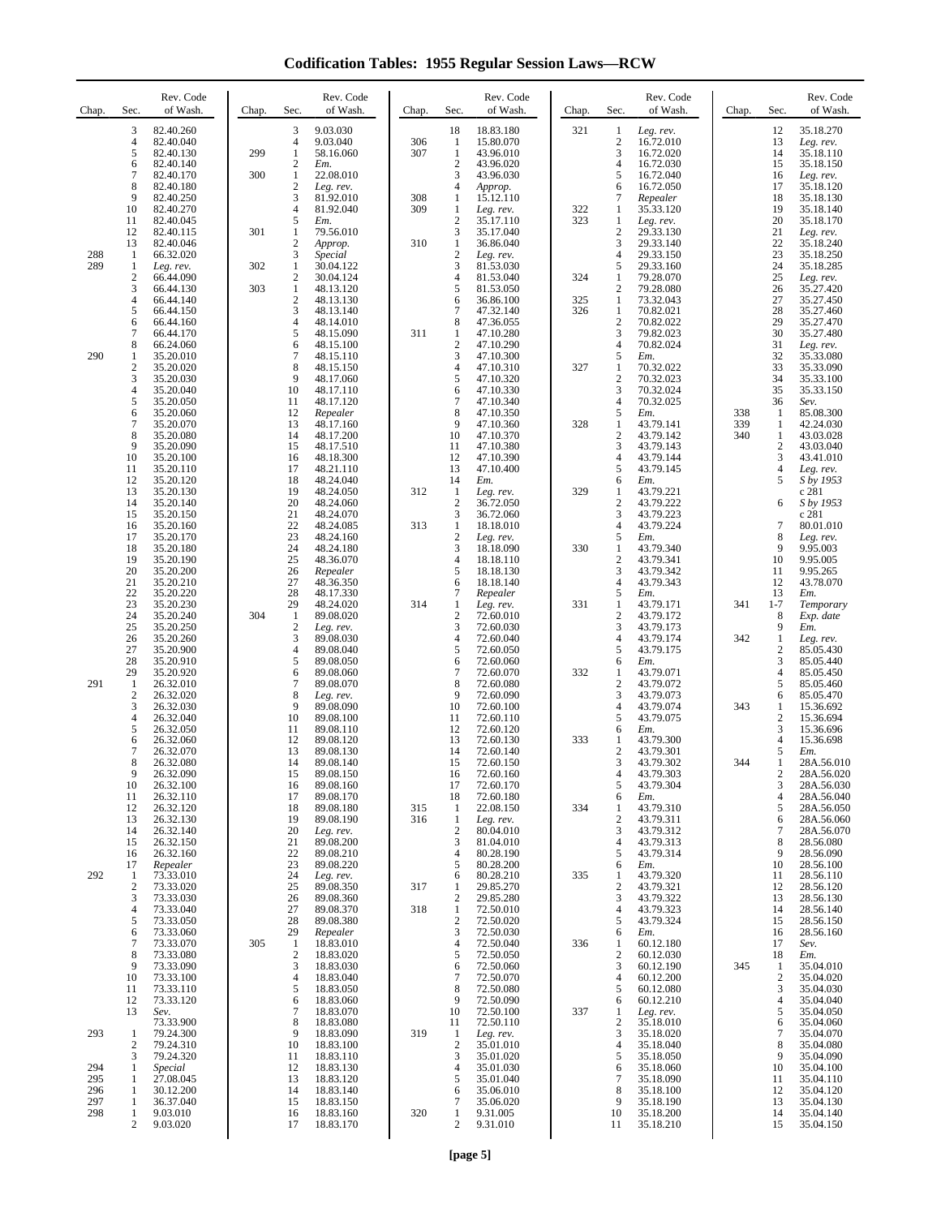# Codification Tables: 1955 Regular Session Laws—RCW

| Chap. | Sec. | Rev. Code of Wash. |
|---|---|---|
| | 3 | 82.40.260 |
| | 4 | 82.40.040 |
| | 5 | 82.40.130 |
| | 6 | 82.40.140 |
| | 7 | 82.40.170 |
| | 8 | 82.40.180 |
| | 9 | 82.40.250 |
| | 10 | 82.40.270 |
| | 11 | 82.40.045 |
| | 12 | 82.40.115 |
| | 13 | 82.40.046 |
| 288 | 1 | 66.32.020 |
| 289 | 1 | *Leg. rev.* |
| | 2 | 66.44.090 |
| | 3 | 66.44.130 |
| | 4 | 66.44.140 |
| | 5 | 66.44.150 |
| | 6 | 66.44.160 |
| | 7 | 66.44.170 |
| | 8 | 66.24.060 |
| 290 | 1 | 35.20.010 |
| | 2 | 35.20.020 |
| | 3 | 35.20.030 |
| | 4 | 35.20.040 |
| | 5 | 35.20.050 |
| | 6 | 35.20.060 |
| | 7 | 35.20.070 |
| | 8 | 35.20.080 |
| | 9 | 35.20.090 |
| | 10 | 35.20.100 |
| | 11 | 35.20.110 |
| | 12 | 35.20.120 |
| | 13 | 35.20.130 |
| | 14 | 35.20.140 |
| | 15 | 35.20.150 |
| | 16 | 35.20.160 |
| | 17 | 35.20.170 |
| | 18 | 35.20.180 |
| | 19 | 35.20.190 |
| | 20 | 35.20.200 |
| | 21 | 35.20.210 |
| | 22 | 35.20.220 |
| | 23 | 35.20.230 |
| | 24 | 35.20.240 |
| | 25 | 35.20.250 |
| | 26 | 35.20.260 |
| | 27 | 35.20.900 |
| | 28 | 35.20.910 |
| | 29 | 35.20.920 |
| 291 | 1 | 26.32.010 |
| | 2 | 26.32.020 |
| | 3 | 26.32.030 |
| | 4 | 26.32.040 |
| | 5 | 26.32.050 |
| | 6 | 26.32.060 |
| | 7 | 26.32.070 |
| | 8 | 26.32.080 |
| | 9 | 26.32.090 |
| | 10 | 26.32.100 |
| | 11 | 26.32.110 |
| | 12 | 26.32.120 |
| | 13 | 26.32.130 |
| | 14 | 26.32.140 |
| | 15 | 26.32.150 |
| | 16 | 26.32.160 |
| | 17 | *Repealer* |
| 292 | 1 | 73.33.010 |
| | 2 | 73.33.020 |
| | 3 | 73.33.030 |
| | 4 | 73.33.040 |
| | 5 | 73.33.050 |
| | 6 | 73.33.060 |
| | 7 | 73.33.070 |
| | 8 | 73.33.080 |
| | 9 | 73.33.090 |
| | 10 | 73.33.100 |
| | 11 | 73.33.110 |
| | 12 | 73.33.120 |
| | 13 | *Sev.* 73.33.900 |
| 293 | 1 | 79.24.300 |
| | 2 | 79.24.310 |
| | 3 | 79.24.320 |
| 294 | 1 | *Special* |
| 295 | 1 | 27.08.045 |
| 296 | 1 | 30.12.200 |
| 297 | 1 | 36.37.040 |
| 298 | 1 | 9.03.010 |
| | 2 | 9.03.020 |
| | 3 | 9.03.030 |
| | 4 | 9.03.040 |
| 299 | 1 | 58.16.060 |
| | 2 | *Em.* |
| 300 | 1 | 22.08.010 |
| | 2 | *Leg. rev.* |
| | 3 | 81.92.010 |
| | 4 | 81.92.040 |
| | 5 | *Em.* |
| 301 | 1 | 79.56.010 |
| | 2 | *Approp.* |
| | 3 | *Special* |
| 302 | 1 | 30.04.122 |
| | 2 | 30.04.124 |
| 303 | 1 | 48.13.120 |
| | 2 | 48.13.130 |
| | 3 | 48.13.140 |
| | 4 | 48.14.010 |
| | 5 | 48.15.090 |
| | 6 | 48.15.100 |
| | 7 | 48.15.110 |
| | 8 | 48.15.150 |
| | 9 | 48.17.060 |
| | 10 | 48.17.110 |
| | 11 | 48.17.120 |
| | 12 | *Repealer* |
| | 13 | 48.17.160 |
| | 14 | 48.17.200 |
| | 15 | 48.17.510 |
| | 16 | 48.18.300 |
| | 17 | 48.21.110 |
| | 18 | 48.24.040 |
| | 19 | 48.24.050 |
| | 20 | 48.24.060 |
| | 21 | 48.24.070 |
| | 22 | 48.24.085 |
| | 23 | 48.24.160 |
| | 24 | 48.24.180 |
| | 25 | 48.36.070 |
| | 26 | *Repealer* |
| | 27 | 48.36.350 |
| | 28 | 48.17.330 |
| | 29 | 48.24.020 |
| 304 | 1 | 89.08.020 |
| | 2 | *Leg. rev.* |
| | 3 | 89.08.030 |
| | 4 | 89.08.040 |
| | 5 | 89.08.050 |
| | 6 | 89.08.060 |
| | 7 | 89.08.070 |
| | 8 | *Leg. rev.* |
| | 9 | 89.08.090 |
| | 10 | 89.08.100 |
| | 11 | 89.08.110 |
| | 12 | 89.08.120 |
| | 13 | 89.08.130 |
| | 14 | 89.08.140 |
| | 15 | 89.08.150 |
| | 16 | 89.08.160 |
| | 17 | 89.08.170 |
| | 18 | 89.08.180 |
| | 19 | 89.08.190 |
| | 20 | *Leg. rev.* |
| | 21 | 89.08.200 |
| | 22 | 89.08.210 |
| | 23 | 89.08.220 |
| | 24 | *Leg. rev.* |
| | 25 | 89.08.350 |
| | 26 | 89.08.360 |
| | 27 | 89.08.370 |
| | 28 | 89.08.380 |
| | 29 | *Repealer* |
| 305 | 1 | 18.83.010 |
| | 2 | 18.83.020 |
| | 3 | 18.83.030 |
| | 4 | 18.83.040 |
| | 5 | 18.83.050 |
| | 6 | 18.83.060 |
| | 7 | 18.83.070 |
| | 8 | 18.83.080 |
| | 9 | 18.83.090 |
| | 10 | 18.83.100 |
| | 11 | 18.83.110 |
| | 12 | 18.83.130 |
| | 13 | 18.83.120 |
| | 14 | 18.83.140 |
| | 15 | 18.83.150 |
| | 16 | 18.83.160 |
| | 17 | 18.83.170 |
| | 18 | 18.83.180 |
| 306 | 1 | 15.80.070 |
| 307 | 1 | 43.96.010 |
| | 2 | 43.96.020 |
| | 3 | 43.96.030 |
| | 4 | *Approp.* |
| 308 | 1 | 15.12.110 |
| 309 | 1 | *Leg. rev.* |
| | 2 | 35.17.110 |
| | 3 | 35.17.040 |
| 310 | 1 | 36.86.040 |
| | 2 | *Leg. rev.* |
| | 3 | 81.53.030 |
| | 4 | 81.53.040 |
| | 5 | 81.53.050 |
| | 6 | 36.86.100 |
| | 7 | 47.32.140 |
| | 8 | 47.36.055 |
| 311 | 1 | 47.10.280 |
| | 2 | 47.10.290 |
| | 3 | 47.10.300 |
| | 4 | 47.10.310 |
| | 5 | 47.10.320 |
| | 6 | 47.10.330 |
| | 7 | 47.10.340 |
| | 8 | 47.10.350 |
| | 9 | 47.10.360 |
| | 10 | 47.10.370 |
| | 11 | 47.10.380 |
| | 12 | 47.10.390 |
| | 13 | 47.10.400 |
| | 14 | *Em.* |
| 312 | 1 | *Leg. rev.* |
| | 2 | 36.72.050 |
| | 3 | 36.72.060 |
| 313 | 1 | 18.18.010 |
| | 2 | *Leg. rev.* |
| | 3 | 18.18.090 |
| | 4 | 18.18.110 |
| | 5 | 18.18.130 |
| | 6 | 18.18.140 |
| | 7 | *Repealer* |
| 314 | 1 | *Leg. rev.* |
| | 2 | 72.60.010 |
| | 3 | 72.60.030 |
| | 4 | 72.60.040 |
| | 5 | 72.60.050 |
| | 6 | 72.60.060 |
| | 7 | 72.60.070 |
| | 8 | 72.60.080 |
| | 9 | 72.60.090 |
| | 10 | 72.60.100 |
| | 11 | 72.60.110 |
| | 12 | 72.60.120 |
| | 13 | 72.60.130 |
| | 14 | 72.60.140 |
| | 15 | 72.60.150 |
| | 16 | 72.60.160 |
| | 17 | 72.60.170 |
| | 18 | 72.60.180 |
| 315 | 1 | 22.08.150 |
| 316 | 1 | *Leg. rev.* |
| | 2 | 80.04.010 |
| | 3 | 81.04.010 |
| | 4 | 80.28.190 |
| | 5 | 80.28.200 |
| | 6 | 80.28.210 |
| 317 | 1 | 29.85.270 |
| | 2 | 29.85.280 |
| 318 | 1 | 72.50.010 |
| | 2 | 72.50.020 |
| | 3 | 72.50.030 |
| | 4 | 72.50.040 |
| | 5 | 72.50.050 |
| | 6 | 72.50.060 |
| | 7 | 72.50.070 |
| | 8 | 72.50.080 |
| | 9 | 72.50.090 |
| | 10 | 72.50.100 |
| | 11 | 72.50.110 |
| 319 | 1 | *Leg. rev.* |
| | 2 | 35.01.010 |
| | 3 | 35.01.020 |
| | 4 | 35.01.030 |
| | 5 | 35.01.040 |
| | 6 | 35.06.010 |
| | 7 | 35.06.020 |
| 320 | 1 | 9.31.005 |
| | 2 | 9.31.010 |
| 321 | 1 | *Leg. rev.* |
| | 2 | 16.72.010 |
| | 3 | 16.72.020 |
| | 4 | 16.72.030 |
| | 5 | 16.72.040 |
| | 6 | 16.72.050 |
| | 7 | *Repealer* |
| 322 | 1 | 35.33.120 |
| 323 | 1 | *Leg. rev.* |
| | 2 | 29.33.130 |
| | 3 | 29.33.140 |
| | 4 | 29.33.150 |
| | 5 | 29.33.160 |
| 324 | 1 | 79.28.070 |
| | 2 | 79.28.080 |
| 325 | 1 | 73.32.043 |
| 326 | 1 | 70.82.021 |
| | 2 | 70.82.022 |
| | 3 | 79.82.023 |
| | 4 | 70.82.024 |
| | 5 | *Em.* |
| 327 | 1 | 70.32.022 |
| | 2 | 70.32.023 |
| | 3 | 70.32.024 |
| | 4 | 70.32.025 |
| | 5 | *Em.* |
| 328 | 1 | 43.79.141 |
| | 2 | 43.79.142 |
| | 3 | 43.79.143 |
| | 4 | 43.79.144 |
| | 5 | 43.79.145 |
| | 6 | *Em.* |
| 329 | 1 | 43.79.221 |
| | 2 | 43.79.222 |
| | 3 | 43.79.223 |
| | 4 | 43.79.224 |
| | 5 | *Em.* |
| 330 | 1 | 43.79.340 |
| | 2 | 43.79.341 |
| | 3 | 43.79.342 |
| | 4 | 43.79.343 |
| | 5 | *Em.* |
| 331 | 1 | 43.79.171 |
| | 2 | 43.79.172 |
| | 3 | 43.79.173 |
| | 4 | 43.79.174 |
| | 5 | 43.79.175 |
| | 6 | *Em.* |
| 332 | 1 | 43.79.071 |
| | 2 | 43.79.072 |
| | 3 | 43.79.073 |
| | 4 | 43.79.074 |
| | 5 | 43.79.075 |
| | 6 | *Em.* |
| 333 | 1 | 43.79.300 |
| | 2 | 43.79.301 |
| | 3 | 43.79.302 |
| | 4 | 43.79.303 |
| | 5 | 43.79.304 |
| | 6 | *Em.* |
| 334 | 1 | 43.79.310 |
| | 2 | 43.79.311 |
| | 3 | 43.79.312 |
| | 4 | 43.79.313 |
| | 5 | 43.79.314 |
| | 6 | *Em.* |
| 335 | 1 | 43.79.320 |
| | 2 | 43.79.321 |
| | 3 | 43.79.322 |
| | 4 | 43.79.323 |
| | 5 | 43.79.324 |
| | 6 | *Em.* |
| 336 | 1 | 60.12.180 |
| | 2 | 60.12.030 |
| | 3 | 60.12.190 |
| | 4 | 60.12.200 |
| | 5 | 60.12.080 |
| | 6 | 60.12.210 |
| 337 | 1 | *Leg. rev.* |
| | 2 | 35.18.010 |
| | 3 | 35.18.020 |
| | 4 | 35.18.040 |
| | 5 | 35.18.050 |
| | 6 | 35.18.060 |
| | 7 | 35.18.090 |
| | 8 | 35.18.100 |
| | 9 | 35.18.190 |
| | 10 | 35.18.200 |
| | 11 | 35.18.210 |
| | 12 | 35.18.270 |
| | 13 | *Leg. rev.* |
| | 14 | 35.18.110 |
| | 15 | 35.18.150 |
| | 16 | *Leg. rev.* |
| | 17 | 35.18.120 |
| | 18 | 35.18.130 |
| | 19 | 35.18.140 |
| | 20 | 35.18.170 |
| | 21 | *Leg. rev.* |
| | 22 | 35.18.240 |
| | 23 | 35.18.250 |
| | 24 | 35.18.285 |
| | 25 | *Leg. rev.* |
| | 26 | 35.27.420 |
| | 27 | 35.27.450 |
| | 28 | 35.27.460 |
| | 29 | 35.27.470 |
| | 30 | 35.27.480 |
| | 31 | *Leg. rev.* |
| | 32 | 35.33.080 |
| | 33 | 35.33.090 |
| | 34 | 35.33.100 |
| | 35 | 35.33.150 |
| | 36 | *Sev.* |
| 338 | 1 | 85.08.300 |
| 339 | 1 | 42.24.030 |
| 340 | 1 | 43.03.028 |
| | 2 | 43.03.040 |
| | 3 | 43.41.010 |
| | 4 | *Leg. rev.* |
| | 5 | *S by 1953 c 281* |
| | 6 | *S by 1953 c 281* |
| | 7 | 80.01.010 |
| | 8 | *Leg. rev.* |
| | 9 | 9.95.003 |
| | 10 | 9.95.005 |
| | 11 | 9.95.265 |
| | 12 | 43.78.070 |
| | 13 | *Em.* |
| 341 | 1-7 | *Temporary* |
| | 8 | *Exp. date* |
| | 9 | *Em.* |
| 342 | 1 | *Leg. rev.* |
| | 2 | 85.05.430 |
| | 3 | 85.05.440 |
| | 4 | 85.05.450 |
| | 5 | 85.05.460 |
| | 6 | 85.05.470 |
| 343 | 1 | 15.36.692 |
| | 2 | 15.36.694 |
| | 3 | 15.36.696 |
| | 4 | 15.36.698 |
| | 5 | *Em.* |
| 344 | 1 | 28A.56.010 |
| | 2 | 28A.56.020 |
| | 3 | 28A.56.030 |
| | 4 | 28A.56.040 |
| | 5 | 28A.56.050 |
| | 6 | 28A.56.060 |
| | 7 | 28A.56.070 |
| | 8 | 28.56.080 |
| | 9 | 28.56.090 |
| | 10 | 28.56.100 |
| | 11 | 28.56.110 |
| | 12 | 28.56.120 |
| | 13 | 28.56.130 |
| | 14 | 28.56.140 |
| | 15 | 28.56.150 |
| | 16 | 28.56.160 |
| | 17 | *Sev.* |
| | 18 | *Em.* |
| 345 | 1 | 35.04.010 |
| | 2 | 35.04.020 |
| | 3 | 35.04.030 |
| | 4 | 35.04.040 |
| | 5 | 35.04.050 |
| | 6 | 35.04.060 |
| | 7 | 35.04.070 |
| | 8 | 35.04.080 |
| | 9 | 35.04.090 |
| | 10 | 35.04.100 |
| | 11 | 35.04.110 |
| | 12 | 35.04.120 |
| | 13 | 35.04.130 |
| | 14 | 35.04.140 |
| | 15 | 35.04.150 |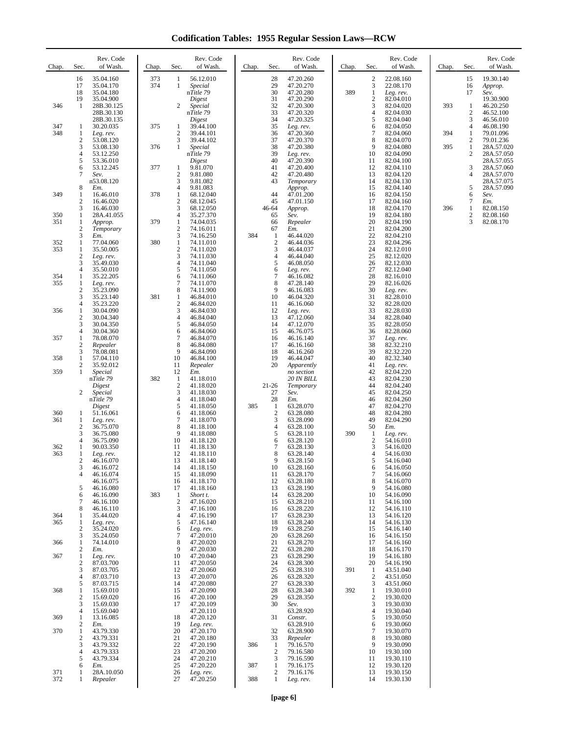# Codification Tables: 1955 Regular Session Laws—RCW

| Chap. | Sec. | Rev. Code of Wash. |
|---|---|---|
| | 16 | 35.04.160 |
| | 17 | 35.04.170 |
| | 18 | 35.04.180 |
| | 19 | 35.04.900 |
| 346 | 1 | 28B.30.125 |
| | | 28B.30.130 |
| | | 28B.30.135 |
| 347 | 1 | 30.20.035 |
| 348 | 1 | *Leg. rev.* |
| | 2 | 53.08.120 |
| | 3 | 53.08.130 |
| | 4 | 53.12.250 |
| | 5 | 53.36.010 |
| | 6 | 53.12.245 |
| | 7 | *Sev.* |
| | | n53.08.120 |
| | 8 | *Em.* |
| 349 | 1 | 16.46.010 |
| | 2 | 16.46.020 |
| | 3 | 16.46.030 |
| 350 | 1 | 28A.41.055 |
| 351 | 1 | *Approp.* |
| | 2 | *Temporary* |
| | 3 | *Em.* |
| 352 | 1 | 77.04.060 |
| 353 | 1 | 35.50.005 |
| | 2 | *Leg. rev.* |
| | 3 | 35.49.030 |
| | 4 | 35.50.010 |
| 354 | 1 | 35.22.205 |
| 355 | 1 | *Leg. rev.* |
| | 2 | 35.23.090 |
| | 3 | 35.23.140 |
| | 4 | 35.23.220 |
| 356 | 1 | 30.04.090 |
| | 2 | 30.04.340 |
| | 3 | 30.04.350 |
| | 4 | 30.04.360 |
| 357 | 1 | 78.08.070 |
| | 2 | *Repealer* |
| | 3 | 78.08.081 |
| 358 | 1 | 57.04.110 |
| | 2 | 35.92.012 |
| 359 | 1 | *Special* |
| | | n*Title 79* |
| | | *Digest* |
| | 2 | *Special* |
| | | n*Title 79* |
| | | *Digest* |
| 360 | 1 | 51.16.061 |
| 361 | 1 | *Leg. rev.* |
| | 2 | 36.75.070 |
| | 3 | 36.75.080 |
| | 4 | 36.75.090 |
| 362 | 1 | 90.03.350 |
| 363 | 1 | *Leg. rev.* |
| | 2 | 46.16.070 |
| | 3 | 46.16.072 |
| | 4 | 46.16.074 |
| | | 46.16.075 |
| | 5 | 46.16.080 |
| | 6 | 46.16.090 |
| | 7 | 46.16.100 |
| | 8 | 46.16.110 |
| 364 | 1 | 35.44.020 |
| 365 | 1 | *Leg. rev.* |
| | 2 | 35.24.020 |
| | 3 | 35.24.050 |
| 366 | 1 | 74.14.010 |
| | 2 | *Em.* |
| 367 | 1 | *Leg. rev.* |
| | 2 | 87.03.700 |
| | 3 | 87.03.705 |
| | 4 | 87.03.710 |
| | 5 | 87.03.715 |
| 368 | 1 | 15.69.010 |
| | 2 | 15.69.020 |
| | 3 | 15.69.030 |
| | 4 | 15.69.040 |
| 369 | 1 | 13.16.085 |
| | 2 | *Em.* |
| 370 | 1 | 43.79.330 |
| | 2 | 43.79.331 |
| | 3 | 43.79.332 |
| | 4 | 43.79.333 |
| | 5 | 43.79.334 |
| | 6 | *Em.* |
| 371 | 1 | 28A.10.050 |
| 372 | 1 | *Repealer* |
| 373 | 1 | 56.12.010 |
| 374 | 1 | *Special* |
| | | n*Title 79* |
| | | *Digest* |
| | 2 | *Special* |
| | | n*Title 79* |
| | | *Digest* |
| 375 | 1 | 39.44.100 |
| | 2 | 39.44.101 |
| | 3 | 39.44.102 |
| 376 | 1 | *Special* |
| | | n*Title 79* |
| | | *Digest* |
| 377 | 1 | 9.81.070 |
| | 2 | 9.81.080 |
| | 3 | 9.81.082 |
| | 4 | 9.81.083 |
| 378 | 1 | 68.12.040 |
| | 2 | 68.12.045 |
| | 3 | 68.12.050 |
| | 4 | 35.27.370 |
| 379 | 1 | 74.04.035 |
| | 2 | 74.16.011 |
| | 3 | 74.16.250 |
| 380 | 1 | 74.11.010 |
| | 2 | 74.11.020 |
| | 3 | 74.11.030 |
| | 4 | 74.11.040 |
| | 5 | 74.11.050 |
| | 6 | 74.11.060 |
| | 7 | 74.11.070 |
| | 8 | 74.11.900 |
| 381 | 1 | 46.84.010 |
| | 2 | 46.84.020 |
| | 3 | 46.84.030 |
| | 4 | 46.84.040 |
| | 5 | 46.84.050 |
| | 6 | 46.84.060 |
| | 7 | 46.84.070 |
| | 8 | 46.84.080 |
| | 9 | 46.84.090 |
| | 10 | 46.84.100 |
| | 11 | *Repealer* |
| | 12 | *Em.* |
| 382 | 1 | 41.18.010 |
| | 2 | 41.18.020 |
| | 3 | 41.18.030 |
| | 4 | 41.18.040 |
| | 5 | 41.18.050 |
| | 6 | 41.18.060 |
| | 7 | 41.18.070 |
| | 8 | 41.18.100 |
| | 9 | 41.18.080 |
| | 10 | 41.18.120 |
| | 11 | 41.18.130 |
| | 12 | 41.18.110 |
| | 13 | 41.18.140 |
| | 14 | 41.18.150 |
| | 15 | 41.18.090 |
| | 16 | 41.18.170 |
| | 17 | 41.18.160 |
| 383 | 1 | *Short t.* |
| | 2 | 47.16.020 |
| | 3 | 47.16.100 |
| | 4 | 47.16.190 |
| | 5 | 47.16.140 |
| | 6 | *Leg. rev.* |
| | 7 | 47.20.010 |
| | 8 | 47.20.020 |
| | 9 | 47.20.030 |
| | 10 | 47.20.040 |
| | 11 | 47.20.050 |
| | 12 | 47.20.060 |
| | 13 | 47.20.070 |
| | 14 | 47.20.080 |
| | 15 | 47.20.090 |
| | 16 | 47.20.100 |
| | 17 | 47.20.109 |
| | | 47.20.110 |
| | 18 | 47.20.120 |
| | 19 | *Leg. rev.* |
| | 20 | 47.20.170 |
| | 21 | 47.20.180 |
| | 22 | 47.20.190 |
| | 23 | 47.20.200 |
| | 24 | 47.20.210 |
| | 25 | 47.20.220 |
| | 26 | *Leg. rev.* |
| | 27 | 47.20.250 |
| | 28 | 47.20.260 |
| | 29 | 47.20.270 |
| | 30 | 47.20.280 |
| | 31 | 47.20.290 |
| | 32 | 47.20.300 |
| | 33 | 47.20.320 |
| | 34 | 47.20.325 |
| | 35 | *Leg. rev.* |
| | 36 | 47.20.360 |
| | 37 | 47.20.370 |
| | 38 | 47.20.380 |
| | 39 | *Leg. rev.* |
| | 40 | 47.20.390 |
| | 41 | 47.20.400 |
| | 42 | 47.20.480 |
| | 43 | *Temporary* |
| | | *Approp.* |
| | 44 | 47.01.200 |
| | 45 | 47.01.150 |
| | 46-64 | *Approp.* |
| | 65 | *Sev.* |
| | 66 | *Repealer* |
| | 67 | *Em.* |
| 384 | 1 | 46.44.020 |
| | 2 | 46.44.036 |
| | 3 | 46.44.037 |
| | 4 | 46.44.040 |
| | 5 | 46.08.050 |
| | 6 | *Leg. rev.* |
| | 7 | 46.16.082 |
| | 8 | 47.28.140 |
| | 9 | 46.16.083 |
| | 10 | 46.04.320 |
| | 11 | 46.16.060 |
| | 12 | *Leg. rev.* |
| | 13 | 47.12.060 |
| | 14 | 47.12.070 |
| | 15 | 46.76.075 |
| | 16 | 46.16.140 |
| | 17 | 46.16.160 |
| | 18 | 46.16.260 |
| | 19 | 46.44.047 |
| | 20 | *Apparently* |
| | | *no section* |
| | | *20 IN BILL* |
| | 21-26 | *Temporary* |
| | 27 | *Sev.* |
| | 28 | *Em.* |
| 385 | 1 | 63.28.070 |
| | 2 | 63.28.080 |
| | 3 | 63.28.090 |
| | 4 | 63.28.100 |
| | 5 | 63.28.110 |
| | 6 | 63.28.120 |
| | 7 | 63.28.130 |
| | 8 | 63.28.140 |
| | 9 | 63.28.150 |
| | 10 | 63.28.160 |
| | 11 | 63.28.170 |
| | 12 | 63.28.180 |
| | 13 | 63.28.190 |
| | 14 | 63.28.200 |
| | 15 | 63.28.210 |
| | 16 | 63.28.220 |
| | 17 | 63.28.230 |
| | 18 | 63.28.240 |
| | 19 | 63.28.250 |
| | 20 | 63.28.260 |
| | 21 | 63.28.270 |
| | 22 | 63.28.280 |
| | 23 | 63.28.290 |
| | 24 | 63.28.300 |
| | 25 | 63.28.310 |
| | 26 | 63.28.320 |
| | 27 | 63.28.330 |
| | 28 | 63.28.340 |
| | 29 | 63.28.350 |
| | 30 | *Sev.* |
| | | 63.28.920 |
| | 31 | *Constr.* |
| | | 63.28.910 |
| | 32 | 63.28.900 |
| | 33 | *Repealer* |
| 386 | 1 | 79.16.570 |
| | 2 | 79.16.580 |
| | 3 | 79.16.590 |
| 387 | 1 | 79.16.175 |
| | 2 | 79.16.176 |
| 388 | 1 | *Leg. rev.* |
| | 2 | 22.08.160 |
| | 3 | 22.08.170 |
| 389 | 1 | *Leg. rev.* |
| | 2 | 82.04.010 |
| | 3 | 82.04.020 |
| | 4 | 82.04.030 |
| | 5 | 82.04.040 |
| | 6 | 82.04.050 |
| | 7 | 82.04.060 |
| | 8 | 82.04.070 |
| | 9 | 82.04.080 |
| | 10 | 82.04.090 |
| | 11 | 82.04.100 |
| | 12 | 82.04.110 |
| | 13 | 82.04.120 |
| | 14 | 82.04.130 |
| | 15 | 82.04.140 |
| | 16 | 82.04.150 |
| | 17 | 82.04.160 |
| | 18 | 82.04.170 |
| | 19 | 82.04.180 |
| | 20 | 82.04.190 |
| | 21 | 82.04.200 |
| | 22 | 82.04.210 |
| | 23 | 82.04.296 |
| | 24 | 82.12.010 |
| | 25 | 82.12.020 |
| | 26 | 82.12.030 |
| | 27 | 82.12.040 |
| | 28 | 82.16.010 |
| | 29 | 82.16.026 |
| | 30 | *Leg. rev.* |
| | 31 | 82.28.010 |
| | 32 | 82.28.020 |
| | 33 | 82.28.030 |
| | 34 | 82.28.040 |
| | 35 | 82.28.050 |
| | 36 | 82.28.060 |
| | 37 | *Leg. rev.* |
| | 38 | 82.32.210 |
| | 39 | 82.32.220 |
| | 40 | 82.32.340 |
| | 41 | *Leg. rev.* |
| | 42 | 82.04.220 |
| | 43 | 82.04.230 |
| | 44 | 82.04.240 |
| | 45 | 82.04.250 |
| | 46 | 82.04.260 |
| | 47 | 82.04.270 |
| | 48 | 82.04.280 |
| | 49 | 82.04.290 |
| | 50 | *Em.* |
| 390 | 1 | *Leg. rev.* |
| | 2 | 54.16.010 |
| | 3 | 54.16.020 |
| | 4 | 54.16.030 |
| | 5 | 54.16.040 |
| | 6 | 54.16.050 |
| | 7 | 54.16.060 |
| | 8 | 54.16.070 |
| | 9 | 54.16.080 |
| | 10 | 54.16.090 |
| | 11 | 54.16.100 |
| | 12 | 54.16.110 |
| | 13 | 54.16.120 |
| | 14 | 54.16.130 |
| | 15 | 54.16.140 |
| | 16 | 54.16.150 |
| | 17 | 54.16.160 |
| | 18 | 54.16.170 |
| | 19 | 54.16.180 |
| | 20 | 54.16.190 |
| 391 | 1 | 43.51.040 |
| | 2 | 43.51.050 |
| | 3 | 43.51.060 |
| 392 | 1 | 19.30.010 |
| | 2 | 19.30.020 |
| | 3 | 19.30.030 |
| | 4 | 19.30.040 |
| | 5 | 19.30.050 |
| | 6 | 19.30.060 |
| | 7 | 19.30.070 |
| | 8 | 19.30.080 |
| | 9 | 19.30.090 |
| | 10 | 19.30.100 |
| | 11 | 19.30.110 |
| | 12 | 19.30.120 |
| | 13 | 19.30.150 |
| | 14 | 19.30.130 |
| | 15 | 19.30.140 |
| | 16 | *Approp.* |
| | 17 | *Sev.* |
| | | 19.30.900 |
| 393 | 1 | 46.20.250 |
| | 2 | 46.52.100 |
| | 3 | 46.56.010 |
| | 4 | 46.08.190 |
| 394 | 1 | 79.01.096 |
| | 2 | 79.01.236 |
| 395 | 1 | 28A.57.020 |
| | 2 | 28A.57.050 |
| | | 28A.57.055 |
| | 3 | 28A.57.060 |
| | 4 | 28A.57.070 |
| | | 28A.57.075 |
| | 5 | 28A.57.090 |
| | 6 | *Sev.* |
| | 7 | *Em.* |
| 396 | 1 | 82.08.150 |
| | 2 | 82.08.160 |
| | 3 | 82.08.170 |